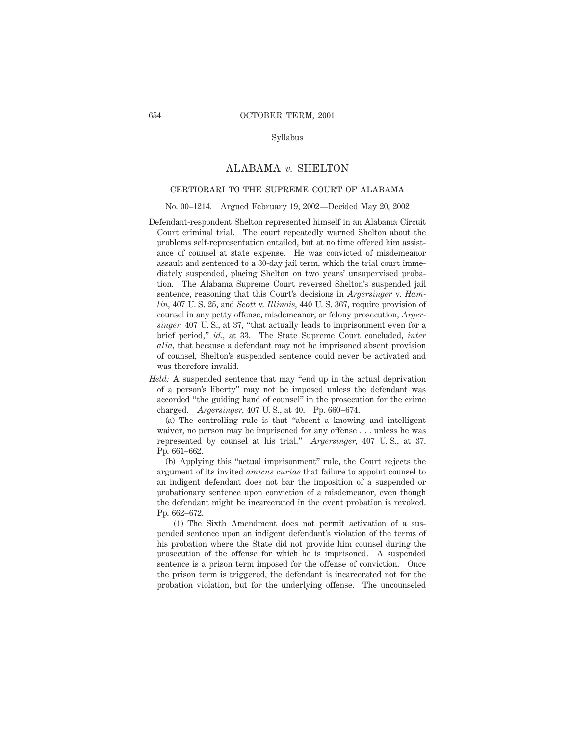Syllabus

# ALABAMA *v.* SHELTON

## CERTIORARI TO THE SUPREME COURT OF ALABAMA

No. 00–1214. Argued February 19, 2002—Decided May 20, 2002

Defendant-respondent Shelton represented himself in an Alabama Circuit Court criminal trial. The court repeatedly warned Shelton about the problems self-representation entailed, but at no time offered him assistance of counsel at state expense. He was convicted of misdemeanor assault and sentenced to a 30-day jail term, which the trial court immediately suspended, placing Shelton on two years' unsupervised probation. The Alabama Supreme Court reversed Shelton's suspended jail sentence, reasoning that this Court's decisions in *Argersinger* v. *Hamlin*, 407 U. S. 25, and *Scott* v. *Illinois*, 440 U. S. 367, require provision of counsel in any petty offense, misdemeanor, or felony prosecution, *Argersinger*, 407 U. S., at 37, "that actually leads to imprisonment even for a brief period," *id.*, at 33. The State Supreme Court concluded, *inter alia*, that because a defendant may not be imprisoned absent provision of counsel, Shelton's suspended sentence could never be activated and was therefore invalid.

*Held:* A suspended sentence that may "end up in the actual deprivation of a person's liberty" may not be imposed unless the defendant was accorded "the guiding hand of counsel" in the prosecution for the crime charged. *Argersinger*, 407 U. S., at 40. Pp. 660–674.

(a) The controlling rule is that "absent a knowing and intelligent waiver, no person may be imprisoned for any offense . . . unless he was represented by counsel at his trial." *Argersinger*, 407 U. S., at 37. Pp. 661–662.

(b) Applying this "actual imprisonment" rule, the Court rejects the argument of its invited *amicus curiae* that failure to appoint counsel to an indigent defendant does not bar the imposition of a suspended or probationary sentence upon conviction of a misdemeanor, even though the defendant might be incarcerated in the event probation is revoked. Pp. 662–672.

(1) The Sixth Amendment does not permit activation of a suspended sentence upon an indigent defendant's violation of the terms of his probation where the State did not provide him counsel during the prosecution of the offense for which he is imprisoned. A suspended sentence is a prison term imposed for the offense of conviction. Once the prison term is triggered, the defendant is incarcerated not for the probation violation, but for the underlying offense. The uncounseled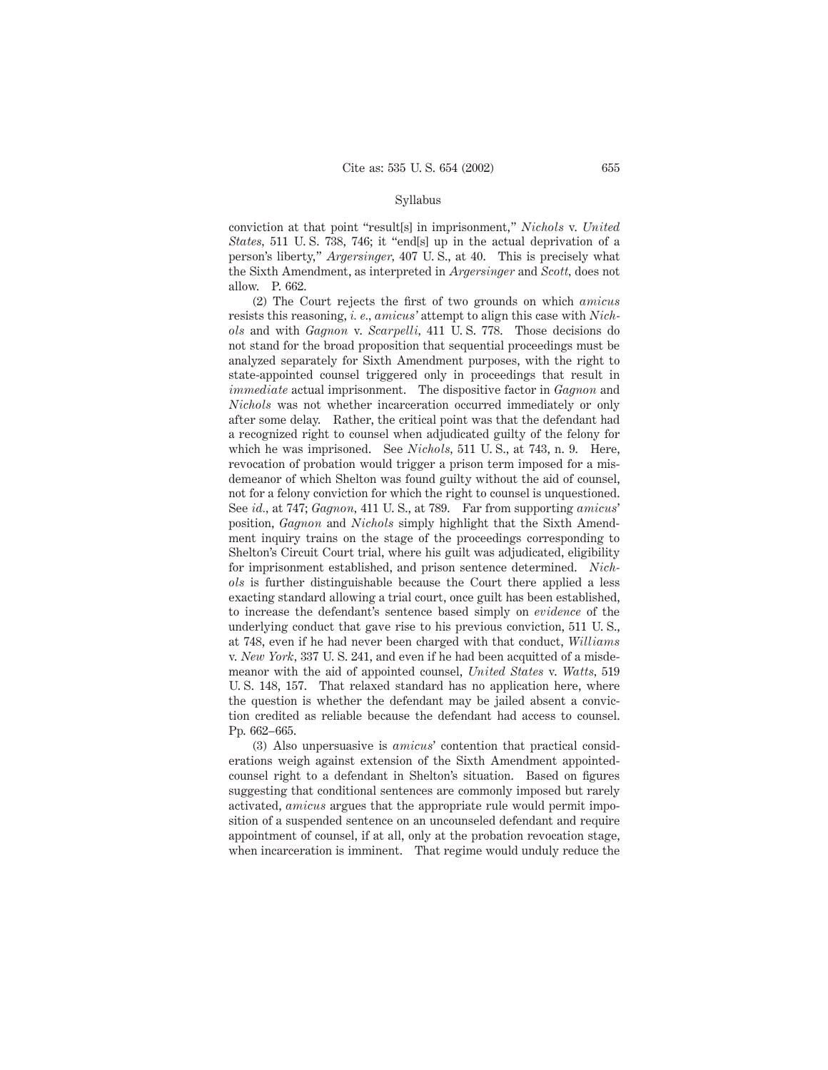conviction at that point "result[s] in imprisonment," *Nichols* v. *United States*, 511 U. S. 738, 746; it "end[s] up in the actual deprivation of a person's liberty," *Argersinger*, 407 U. S., at 40. This is precisely what the Sixth Amendment, as interpreted in *Argersinger* and *Scott*, does not allow. P. 662.

(2) The Court rejects the first of two grounds on which *amicus* resists this reasoning, *i. e., amicus'* attempt to align this case with *Nichols* and with *Gagnon* v. *Scarpelli*, 411 U. S. 778. Those decisions do not stand for the broad proposition that sequential proceedings must be analyzed separately for Sixth Amendment purposes, with the right to state-appointed counsel triggered only in proceedings that result in *immediate* actual imprisonment. The dispositive factor in *Gagnon* and *Nichols* was not whether incarceration occurred immediately or only after some delay. Rather, the critical point was that the defendant had a recognized right to counsel when adjudicated guilty of the felony for which he was imprisoned. See *Nichols*, 511 U. S., at 743, n. 9. Here, revocation of probation would trigger a prison term imposed for a misdemeanor of which Shelton was found guilty without the aid of counsel, not for a felony conviction for which the right to counsel is unquestioned. See *id.*, at 747; *Gagnon*, 411 U. S., at 789. Far from supporting *amicus*' position, *Gagnon* and *Nichols* simply highlight that the Sixth Amendment inquiry trains on the stage of the proceedings corresponding to Shelton's Circuit Court trial, where his guilt was adjudicated, eligibility for imprisonment established, and prison sentence determined. *Nichols* is further distinguishable because the Court there applied a less exacting standard allowing a trial court, once guilt has been established, to increase the defendant's sentence based simply on *evidence* of the underlying conduct that gave rise to his previous conviction, 511 U. S., at 748, even if he had never been charged with that conduct, *Williams* v. *New York*, 337 U. S. 241, and even if he had been acquitted of a misdemeanor with the aid of appointed counsel, *United States* v. *Watts*, 519 U. S. 148, 157. That relaxed standard has no application here, where the question is whether the defendant may be jailed absent a conviction credited as reliable because the defendant had access to counsel. Pp. 662–665.

(3) Also unpersuasive is *amicus*' contention that practical considerations weigh against extension of the Sixth Amendment appointed-counsel right to a defendant in Shelton's situation. Based on figures suggesting that conditional sentences are commonly imposed but rarely activated, *amicus* argues that the appropriate rule would permit imposition of a suspended sentence on an uncounseled defendant and require appointment of counsel, if at all, only at the probation revocation stage, when incarceration is imminent. That regime would unduly reduce the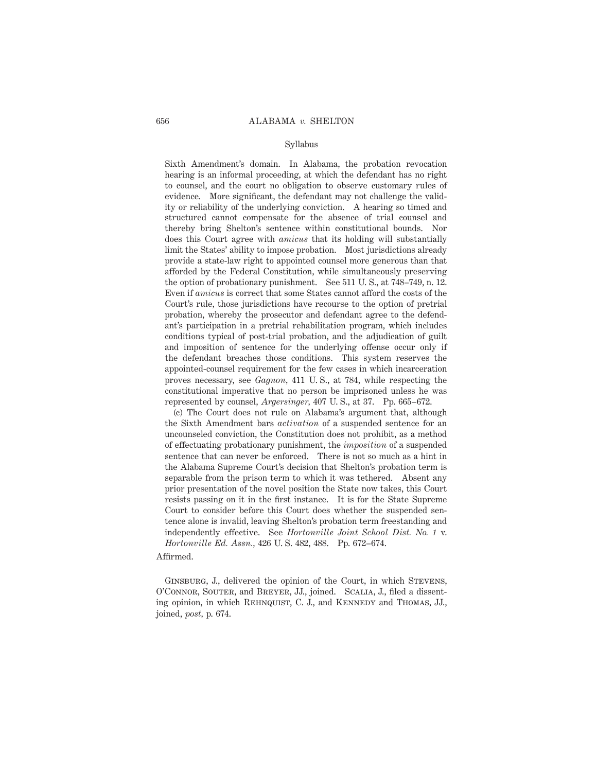Syllabus

Sixth Amendment's domain. In Alabama, the probation revocation hearing is an informal proceeding, at which the defendant has no right to counsel, and the court no obligation to observe customary rules of evidence. More significant, the defendant may not challenge the validity or reliability of the underlying conviction. A hearing so timed and structured cannot compensate for the absence of trial counsel and thereby bring Shelton's sentence within constitutional bounds. Nor does this Court agree with *amicus* that its holding will substantially limit the States' ability to impose probation. Most jurisdictions already provide a state-law right to appointed counsel more generous than that afforded by the Federal Constitution, while simultaneously preserving the option of probationary punishment. See 511 U. S., at 748–749, n. 12. Even if *amicus* is correct that some States cannot afford the costs of the Court's rule, those jurisdictions have recourse to the option of pretrial probation, whereby the prosecutor and defendant agree to the defendant's participation in a pretrial rehabilitation program, which includes conditions typical of post-trial probation, and the adjudication of guilt and imposition of sentence for the underlying offense occur only if the defendant breaches those conditions. This system reserves the appointed-counsel requirement for the few cases in which incarceration proves necessary, see *Gagnon*, 411 U. S., at 784, while respecting the constitutional imperative that no person be imprisoned unless he was represented by counsel, *Argersinger*, 407 U. S., at 37. Pp. 665–672.

(c) The Court does not rule on Alabama's argument that, although the Sixth Amendment bars *activation* of a suspended sentence for an uncounseled conviction, the Constitution does not prohibit, as a method of effectuating probationary punishment, the *imposition* of a suspended sentence that can never be enforced. There is not so much as a hint in the Alabama Supreme Court's decision that Shelton's probation term is separable from the prison term to which it was tethered. Absent any prior presentation of the novel position the State now takes, this Court resists passing on it in the first instance. It is for the State Supreme Court to consider before this Court does whether the suspended sentence alone is invalid, leaving Shelton's probation term freestanding and independently effective. See *Hortonville Joint School Dist. No. 1* v. *Hortonville Ed. Assn.*, 426 U. S. 482, 488. Pp. 672–674.

Affirmed.

Ginsburg, J., delivered the opinion of the Court, in which Stevens, O'Connor, Souter, and Breyer, JJ., joined. Scalia, J., filed a dissenting opinion, in which Rehnquist, C. J., and Kennedy and Thomas, JJ., joined, *post*, p. 674.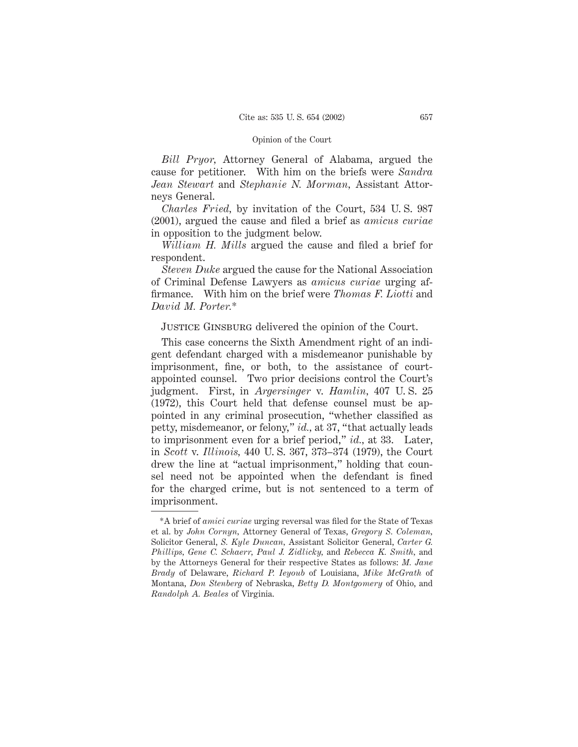*Bill Pryor,* Attorney General of Alabama, argued the cause for petitioner. With him on the briefs were *Sandra Jean Stewart* and *Stephanie N. Morman,* Assistant Attorneys General.

*Charles Fried,* by invitation of the Court, 534 U. S. 987 (2001), argued the cause and filed a brief as *amicus curiae* in opposition to the judgment below.

*William H. Mills* argued the cause and filed a brief for respondent.

*Steven Duke* argued the cause for the National Association of Criminal Defense Lawyers as *amicus curiae* urging affirmance. With him on the brief were *Thomas F. Liotti* and *David M. Porter.*\*

Justice Ginsburg delivered the opinion of the Court.

This case concerns the Sixth Amendment right of an indigent defendant charged with a misdemeanor punishable by imprisonment, fine, or both, to the assistance of court-appointed counsel. Two prior decisions control the Court's judgment. First, in *Argersinger* v. *Hamlin,* 407 U. S. 25 (1972), this Court held that defense counsel must be appointed in any criminal prosecution, "whether classified as petty, misdemeanor, or felony," *id.,* at 37, "that actually leads to imprisonment even for a brief period," *id.,* at 33. Later, in *Scott* v. *Illinois,* 440 U. S. 367, 373–374 (1979), the Court drew the line at "actual imprisonment," holding that counsel need not be appointed when the defendant is fined for the charged crime, but is not sentenced to a term of imprisonment.

---

\*A brief of *amici curiae* urging reversal was filed for the State of Texas et al. by *John Cornyn,* Attorney General of Texas, *Gregory S. Coleman,* Solicitor General, *S. Kyle Duncan,* Assistant Solicitor General, *Carter G. Phillips, Gene C. Schaerr, Paul J. Zidlicky,* and *Rebecca K. Smith,* and by the Attorneys General for their respective States as follows: *M. Jane Brady* of Delaware, *Richard P. Ieyoub* of Louisiana, *Mike McGrath* of Montana, *Don Stenberg* of Nebraska, *Betty D. Montgomery* of Ohio, and *Randolph A. Beales* of Virginia.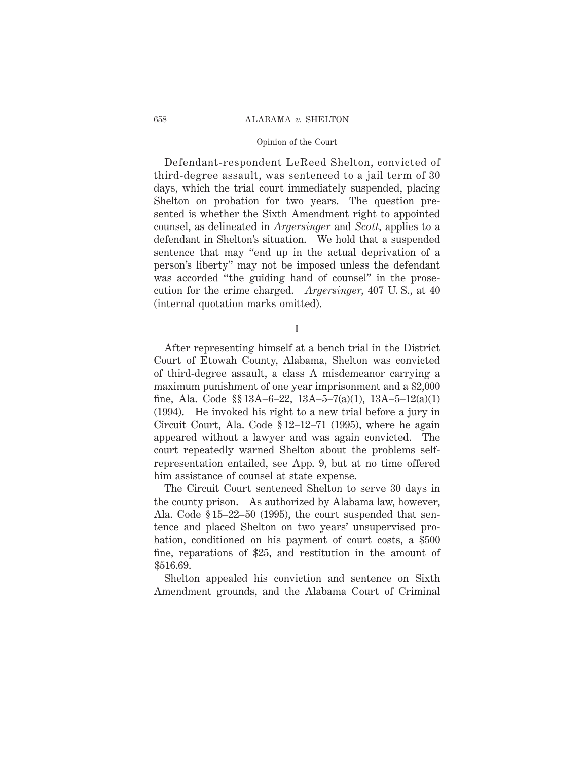Defendant-respondent LeReed Shelton, convicted of third-degree assault, was sentenced to a jail term of 30 days, which the trial court immediately suspended, placing Shelton on probation for two years. The question presented is whether the Sixth Amendment right to appointed counsel, as delineated in *Argersinger* and *Scott,* applies to a defendant in Shelton's situation. We hold that a suspended sentence that may "end up in the actual deprivation of a person's liberty" may not be imposed unless the defendant was accorded "the guiding hand of counsel" in the prosecution for the crime charged. *Argersinger,* 407 U. S., at 40 (internal quotation marks omitted).

## I

After representing himself at a bench trial in the District Court of Etowah County, Alabama, Shelton was convicted of third-degree assault, a class A misdemeanor carrying a maximum punishment of one year imprisonment and a $2,000 fine, Ala. Code §§ 13A–6–22, 13A–5–7(a)(1), 13A–5–12(a)(1) (1994). He invoked his right to a new trial before a jury in Circuit Court, Ala. Code § 12–12–71 (1995), where he again appeared without a lawyer and was again convicted. The court repeatedly warned Shelton about the problems self-representation entailed, see App. 9, but at no time offered him assistance of counsel at state expense.

The Circuit Court sentenced Shelton to serve 30 days in the county prison. As authorized by Alabama law, however, Ala. Code § 15–22–50 (1995), the court suspended that sentence and placed Shelton on two years' unsupervised probation, conditioned on his payment of court costs, a $500 fine, reparations of $25, and restitution in the amount of $516.69.

Shelton appealed his conviction and sentence on Sixth Amendment grounds, and the Alabama Court of Criminal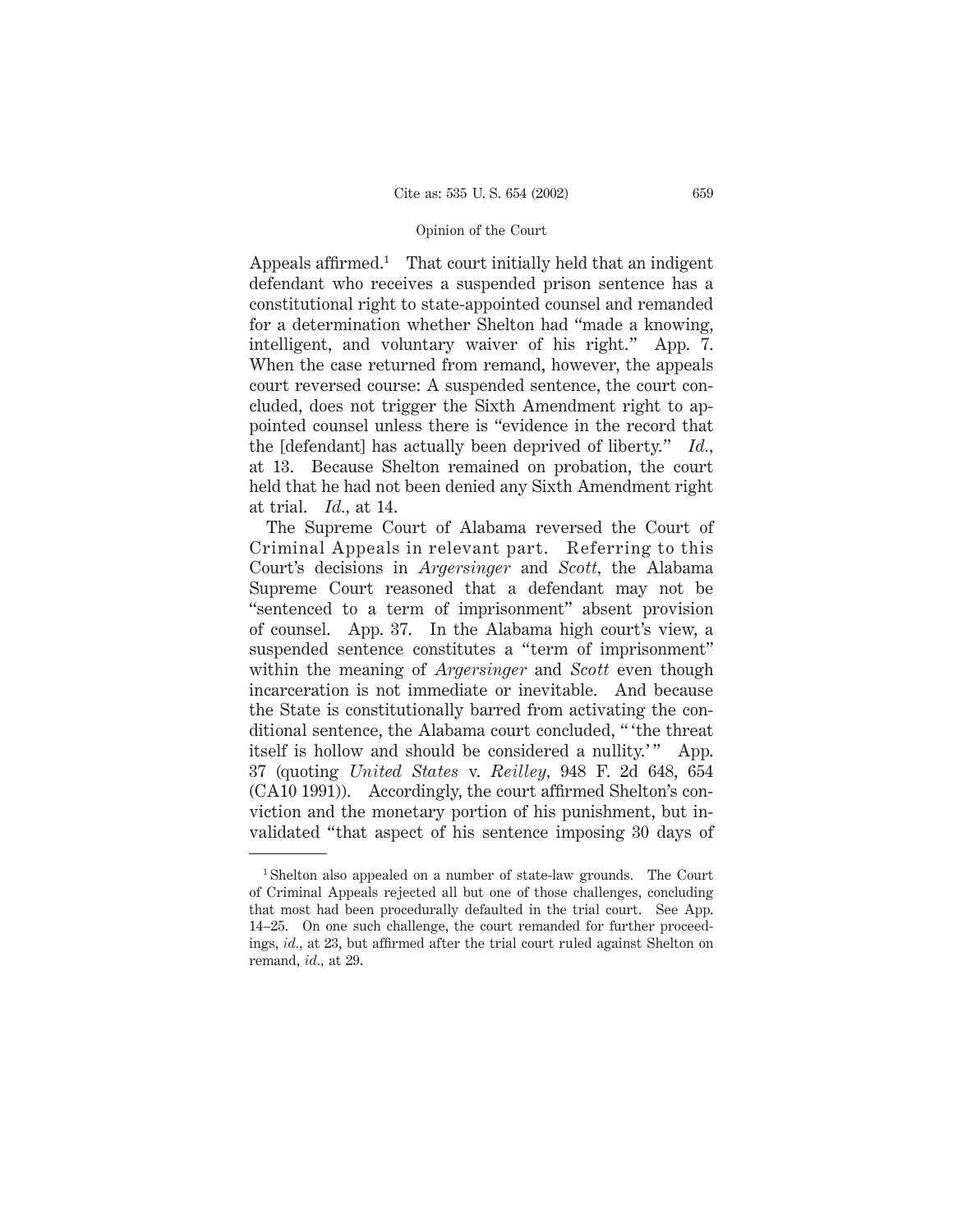Appeals affirmed.[1] That court initially held that an indigent defendant who receives a suspended prison sentence has a constitutional right to state-appointed counsel and remanded for a determination whether Shelton had "made a knowing, intelligent, and voluntary waiver of his right." App. 7. When the case returned from remand, however, the appeals court reversed course: A suspended sentence, the court concluded, does not trigger the Sixth Amendment right to appointed counsel unless there is "evidence in the record that the [defendant] has actually been deprived of liberty." *Id.*, at 13. Because Shelton remained on probation, the court held that he had not been denied any Sixth Amendment right at trial. *Id.*, at 14.

The Supreme Court of Alabama reversed the Court of Criminal Appeals in relevant part. Referring to this Court's decisions in *Argersinger* and *Scott*, the Alabama Supreme Court reasoned that a defendant may not be "sentenced to a term of imprisonment" absent provision of counsel. App. 37. In the Alabama high court's view, a suspended sentence constitutes a "term of imprisonment" within the meaning of *Argersinger* and *Scott* even though incarceration is not immediate or inevitable. And because the State is constitutionally barred from activating the conditional sentence, the Alabama court concluded, "'the threat itself is hollow and should be considered a nullity.'" App. 37 (quoting *United States* v. *Reilley*, 948 F. 2d 648, 654 (CA10 1991)). Accordingly, the court affirmed Shelton's conviction and the monetary portion of his punishment, but invalidated "that aspect of his sentence imposing 30 days of

---

[1] Shelton also appealed on a number of state-law grounds. The Court of Criminal Appeals rejected all but one of those challenges, concluding that most had been procedurally defaulted in the trial court. See App. 14–25. On one such challenge, the court remanded for further proceedings, *id.*, at 23, but affirmed after the trial court ruled against Shelton on remand, *id.*, at 29.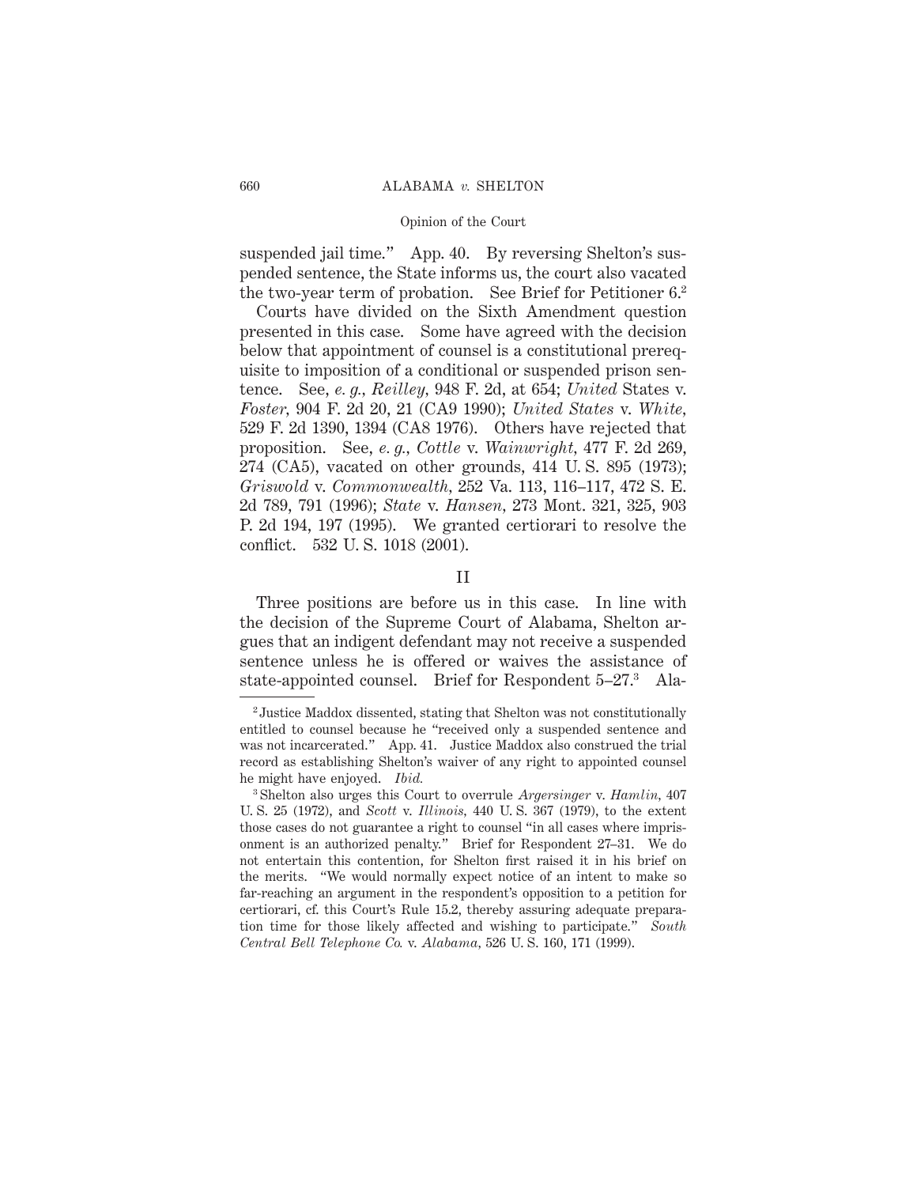suspended jail time." App. 40. By reversing Shelton's suspended sentence, the State informs us, the court also vacated the two-year term of probation. See Brief for Petitioner 6.[2]

Courts have divided on the Sixth Amendment question presented in this case. Some have agreed with the decision below that appointment of counsel is a constitutional prerequisite to imposition of a conditional or suspended prison sentence. See, *e. g.*, *Reilley*, 948 F. 2d, at 654; *United* States v. *Foster*, 904 F. 2d 20, 21 (CA9 1990); *United States* v. *White*, 529 F. 2d 1390, 1394 (CA8 1976). Others have rejected that proposition. See, *e. g.*, *Cottle* v. *Wainwright*, 477 F. 2d 269, 274 (CA5), vacated on other grounds, 414 U. S. 895 (1973); *Griswold* v. *Commonwealth*, 252 Va. 113, 116–117, 472 S. E. 2d 789, 791 (1996); *State* v. *Hansen*, 273 Mont. 321, 325, 903 P. 2d 194, 197 (1995). We granted certiorari to resolve the conflict. 532 U. S. 1018 (2001).

## II

Three positions are before us in this case. In line with the decision of the Supreme Court of Alabama, Shelton argues that an indigent defendant may not receive a suspended sentence unless he is offered or waives the assistance of state-appointed counsel. Brief for Respondent 5–27.[3] Ala-

---

[2] Justice Maddox dissented, stating that Shelton was not constitutionally entitled to counsel because he "received only a suspended sentence and was not incarcerated." App. 41. Justice Maddox also construed the trial record as establishing Shelton's waiver of any right to appointed counsel he might have enjoyed. *Ibid.*

[3] Shelton also urges this Court to overrule *Argersinger* v. *Hamlin*, 407 U. S. 25 (1972), and *Scott* v. *Illinois*, 440 U. S. 367 (1979), to the extent those cases do not guarantee a right to counsel "in all cases where imprisonment is an authorized penalty." Brief for Respondent 27–31. We do not entertain this contention, for Shelton first raised it in his brief on the merits. "We would normally expect notice of an intent to make so far-reaching an argument in the respondent's opposition to a petition for certiorari, cf. this Court's Rule 15.2, thereby assuring adequate preparation time for those likely affected and wishing to participate." *South Central Bell Telephone Co.* v. *Alabama*, 526 U. S. 160, 171 (1999).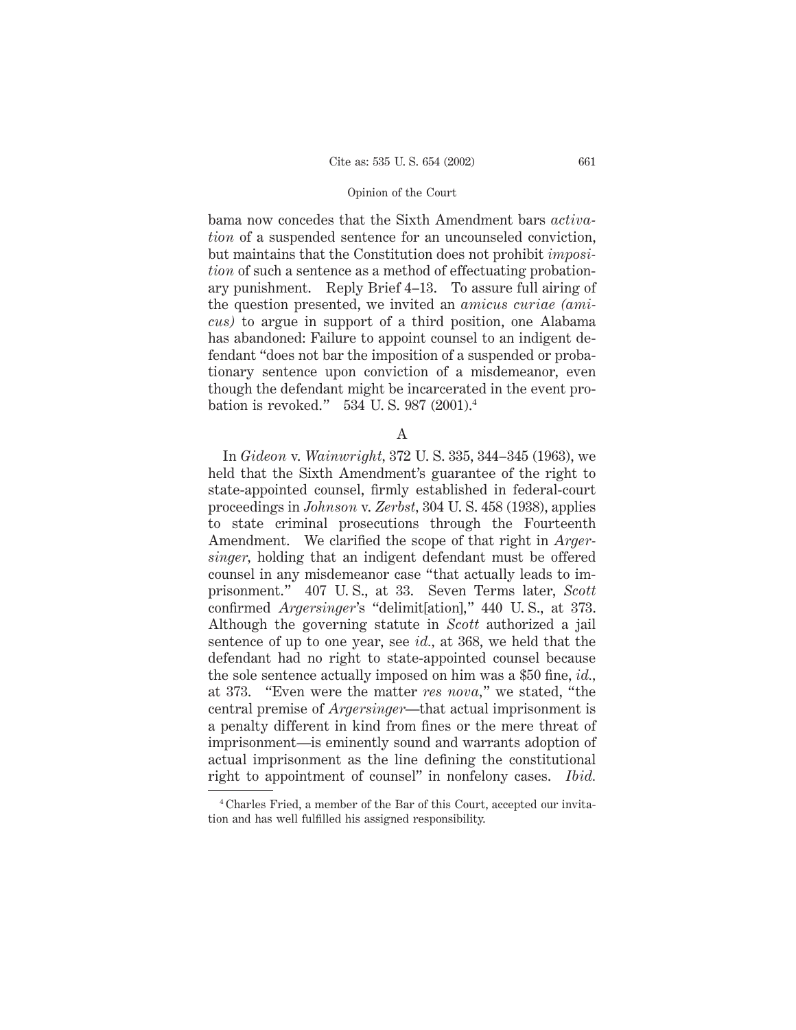bama now concedes that the Sixth Amendment bars *activation* of a suspended sentence for an uncounseled conviction, but maintains that the Constitution does not prohibit *imposition* of such a sentence as a method of effectuating probationary punishment. Reply Brief 4–13. To assure full airing of the question presented, we invited an *amicus curiae (amicus)* to argue in support of a third position, one Alabama has abandoned: Failure to appoint counsel to an indigent defendant "does not bar the imposition of a suspended or probationary sentence upon conviction of a misdemeanor, even though the defendant might be incarcerated in the event probation is revoked." 534 U. S. 987 (2001).[4]

A

In *Gideon* v. *Wainwright*, 372 U. S. 335, 344–345 (1963), we held that the Sixth Amendment's guarantee of the right to state-appointed counsel, firmly established in federal-court proceedings in *Johnson* v. *Zerbst*, 304 U. S. 458 (1938), applies to state criminal prosecutions through the Fourteenth Amendment. We clarified the scope of that right in *Argersinger*, holding that an indigent defendant must be offered counsel in any misdemeanor case "that actually leads to imprisonment." 407 U. S., at 33. Seven Terms later, *Scott* confirmed *Argersinger*'s "delimit[ation]," 440 U. S., at 373. Although the governing statute in *Scott* authorized a jail sentence of up to one year, see *id.*, at 368, we held that the defendant had no right to state-appointed counsel because the sole sentence actually imposed on him was a $50 fine, *id.*, at 373. "Even were the matter *res nova*," we stated, "the central premise of *Argersinger*—that actual imprisonment is a penalty different in kind from fines or the mere threat of imprisonment—is eminently sound and warrants adoption of actual imprisonment as the line defining the constitutional right to appointment of counsel" in nonfelony cases. *Ibid.*

---

[4] Charles Fried, a member of the Bar of this Court, accepted our invitation and has well fulfilled his assigned responsibility.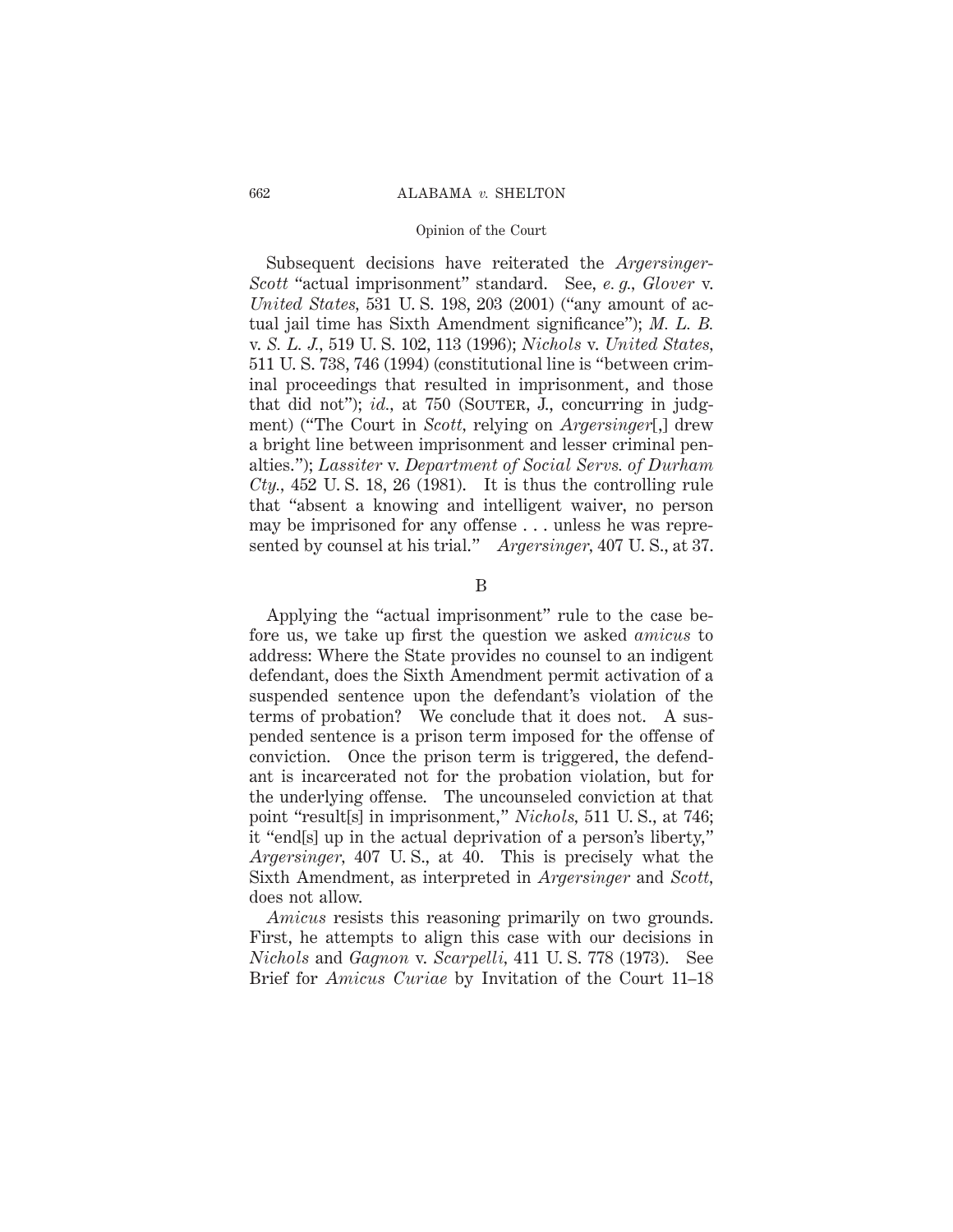Subsequent decisions have reiterated the *Argersinger-Scott* "actual imprisonment" standard. See, *e. g., Glover* v. *United States,* 531 U. S. 198, 203 (2001) ("any amount of actual jail time has Sixth Amendment significance"); *M. L. B.* v. *S. L. J.,* 519 U. S. 102, 113 (1996); *Nichols* v. *United States,* 511 U. S. 738, 746 (1994) (constitutional line is "between criminal proceedings that resulted in imprisonment, and those that did not"); *id.,* at 750 (SOUTER, J., concurring in judgment) ("The Court in *Scott,* relying on *Argersinger*[,] drew a bright line between imprisonment and lesser criminal penalties."); *Lassiter* v. *Department of Social Servs. of Durham Cty.,* 452 U. S. 18, 26 (1981). It is thus the controlling rule that "absent a knowing and intelligent waiver, no person may be imprisoned for any offense . . . unless he was represented by counsel at his trial." *Argersinger,* 407 U. S., at 37.

B

Applying the "actual imprisonment" rule to the case before us, we take up first the question we asked *amicus* to address: Where the State provides no counsel to an indigent defendant, does the Sixth Amendment permit activation of a suspended sentence upon the defendant's violation of the terms of probation? We conclude that it does not. A suspended sentence is a prison term imposed for the offense of conviction. Once the prison term is triggered, the defendant is incarcerated not for the probation violation, but for the underlying offense. The uncounseled conviction at that point "result[s] in imprisonment," *Nichols,* 511 U. S., at 746; it "end[s] up in the actual deprivation of a person's liberty," *Argersinger,* 407 U. S., at 40. This is precisely what the Sixth Amendment, as interpreted in *Argersinger* and *Scott,* does not allow.

*Amicus* resists this reasoning primarily on two grounds. First, he attempts to align this case with our decisions in *Nichols* and *Gagnon* v. *Scarpelli,* 411 U. S. 778 (1973). See Brief for *Amicus Curiae* by Invitation of the Court 11–18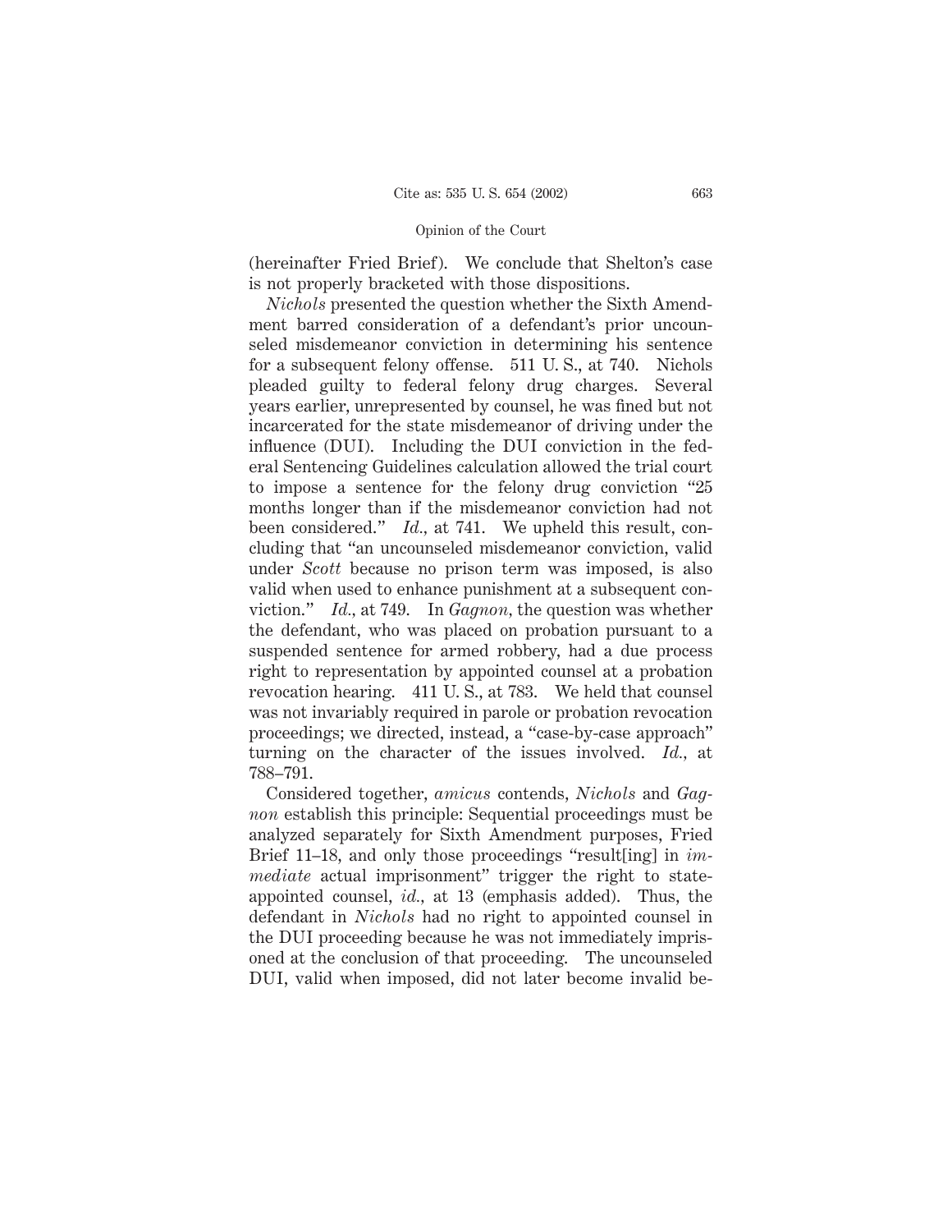(hereinafter Fried Brief). We conclude that Shelton's case is not properly bracketed with those dispositions.

*Nichols* presented the question whether the Sixth Amendment barred consideration of a defendant's prior uncounseled misdemeanor conviction in determining his sentence for a subsequent felony offense. 511 U. S., at 740. Nichols pleaded guilty to federal felony drug charges. Several years earlier, unrepresented by counsel, he was fined but not incarcerated for the state misdemeanor of driving under the influence (DUI). Including the DUI conviction in the federal Sentencing Guidelines calculation allowed the trial court to impose a sentence for the felony drug conviction "25 months longer than if the misdemeanor conviction had not been considered." *Id.*, at 741. We upheld this result, concluding that "an uncounseled misdemeanor conviction, valid under *Scott* because no prison term was imposed, is also valid when used to enhance punishment at a subsequent conviction." *Id.*, at 749. In *Gagnon*, the question was whether the defendant, who was placed on probation pursuant to a suspended sentence for armed robbery, had a due process right to representation by appointed counsel at a probation revocation hearing. 411 U. S., at 783. We held that counsel was not invariably required in parole or probation revocation proceedings; we directed, instead, a "case-by-case approach" turning on the character of the issues involved. *Id.*, at 788–791.

Considered together, *amicus* contends, *Nichols* and *Gagnon* establish this principle: Sequential proceedings must be analyzed separately for Sixth Amendment purposes, Fried Brief 11–18, and only those proceedings "result[ing] in *immediate* actual imprisonment" trigger the right to state-appointed counsel, *id.*, at 13 (emphasis added). Thus, the defendant in *Nichols* had no right to appointed counsel in the DUI proceeding because he was not immediately imprisoned at the conclusion of that proceeding. The uncounseled DUI, valid when imposed, did not later become invalid be-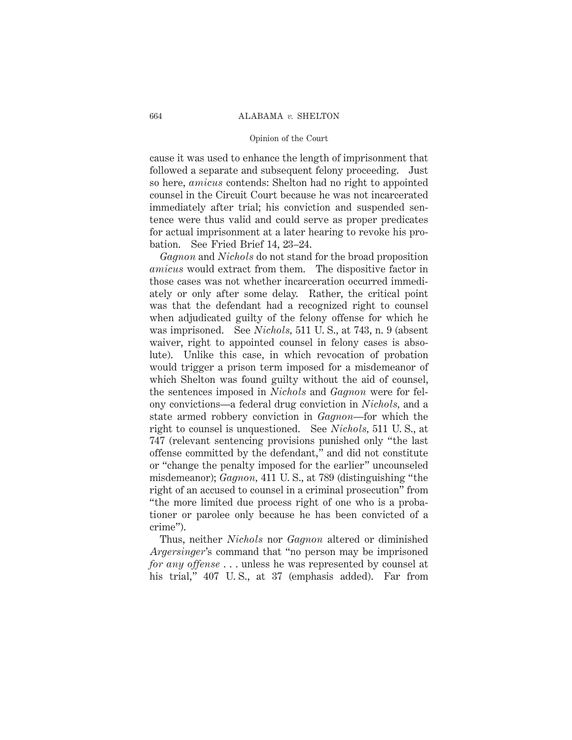cause it was used to enhance the length of imprisonment that followed a separate and subsequent felony proceeding. Just so here, *amicus* contends: Shelton had no right to appointed counsel in the Circuit Court because he was not incarcerated immediately after trial; his conviction and suspended sentence were thus valid and could serve as proper predicates for actual imprisonment at a later hearing to revoke his probation. See Fried Brief 14, 23–24.

*Gagnon* and *Nichols* do not stand for the broad proposition *amicus* would extract from them. The dispositive factor in those cases was not whether incarceration occurred immediately or only after some delay. Rather, the critical point was that the defendant had a recognized right to counsel when adjudicated guilty of the felony offense for which he was imprisoned. See *Nichols*, 511 U. S., at 743, n. 9 (absent waiver, right to appointed counsel in felony cases is absolute). Unlike this case, in which revocation of probation would trigger a prison term imposed for a misdemeanor of which Shelton was found guilty without the aid of counsel, the sentences imposed in *Nichols* and *Gagnon* were for felony convictions—a federal drug conviction in *Nichols*, and a state armed robbery conviction in *Gagnon*—for which the right to counsel is unquestioned. See *Nichols*, 511 U. S., at 747 (relevant sentencing provisions punished only "the last offense committed by the defendant," and did not constitute or "change the penalty imposed for the earlier" uncounseled misdemeanor); *Gagnon*, 411 U. S., at 789 (distinguishing "the right of an accused to counsel in a criminal prosecution" from "the more limited due process right of one who is a probationer or parolee only because he has been convicted of a crime").

Thus, neither *Nichols* nor *Gagnon* altered or diminished *Argersinger*'s command that "no person may be imprisoned *for any offense* . . . unless he was represented by counsel at his trial," 407 U. S., at 37 (emphasis added). Far from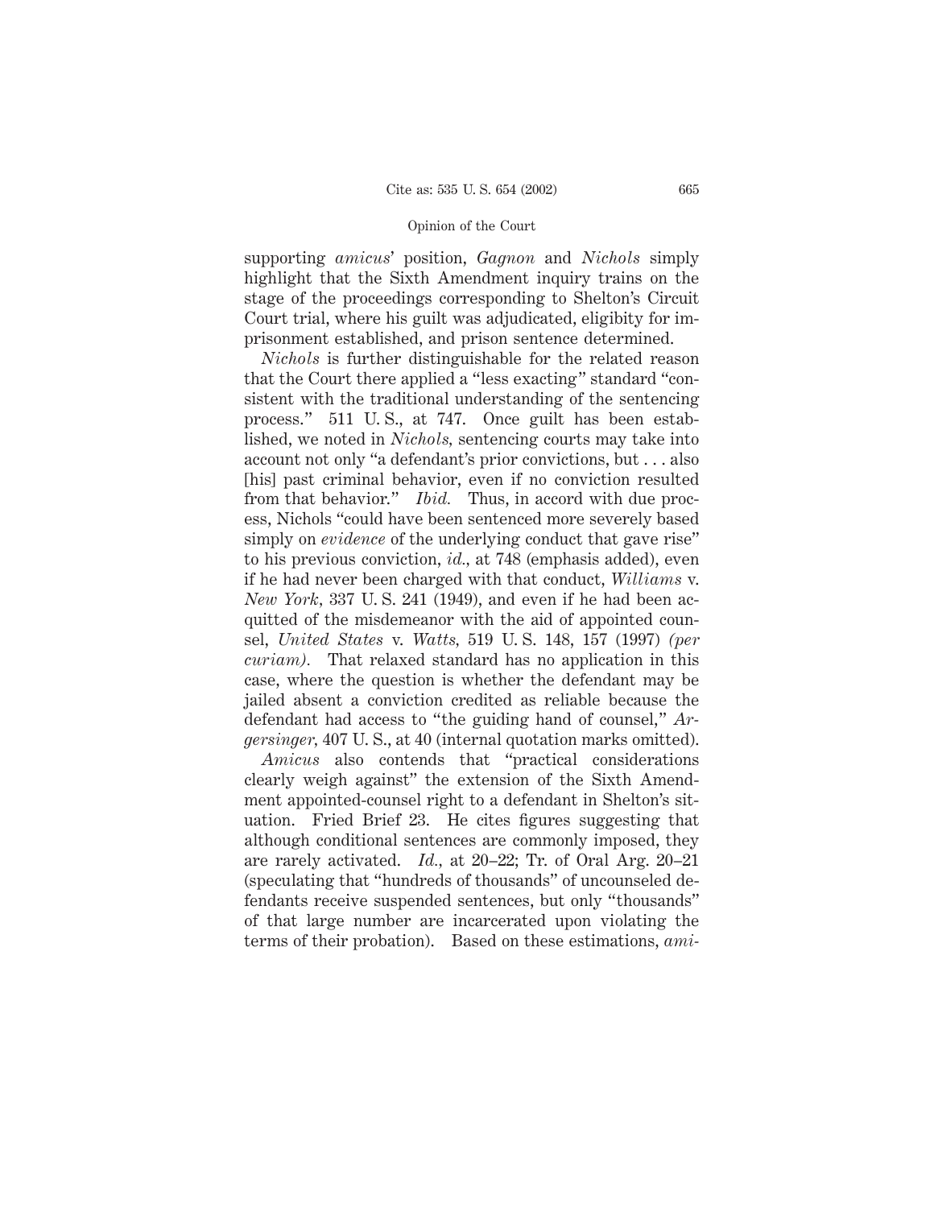supporting *amicus*' position, *Gagnon* and *Nichols* simply highlight that the Sixth Amendment inquiry trains on the stage of the proceedings corresponding to Shelton's Circuit Court trial, where his guilt was adjudicated, eligibity for imprisonment established, and prison sentence determined.

*Nichols* is further distinguishable for the related reason that the Court there applied a "less exacting" standard "consistent with the traditional understanding of the sentencing process." 511 U. S., at 747. Once guilt has been established, we noted in *Nichols,* sentencing courts may take into account not only "a defendant's prior convictions, but . . . also [his] past criminal behavior, even if no conviction resulted from that behavior." *Ibid.* Thus, in accord with due process, Nichols "could have been sentenced more severely based simply on *evidence* of the underlying conduct that gave rise" to his previous conviction, *id.,* at 748 (emphasis added), even if he had never been charged with that conduct, *Williams* v. *New York*, 337 U. S. 241 (1949), and even if he had been acquitted of the misdemeanor with the aid of appointed counsel, *United States* v. *Watts,* 519 U. S. 148, 157 (1997) *(per curiam).* That relaxed standard has no application in this case, where the question is whether the defendant may be jailed absent a conviction credited as reliable because the defendant had access to "the guiding hand of counsel," *Argersinger,* 407 U. S., at 40 (internal quotation marks omitted).

*Amicus* also contends that "practical considerations clearly weigh against" the extension of the Sixth Amendment appointed-counsel right to a defendant in Shelton's situation. Fried Brief 23. He cites figures suggesting that although conditional sentences are commonly imposed, they are rarely activated. *Id.,* at 20–22; Tr. of Oral Arg. 20–21 (speculating that "hundreds of thousands" of uncounseled defendants receive suspended sentences, but only "thousands" of that large number are incarcerated upon violating the terms of their probation). Based on these estimations, *ami-*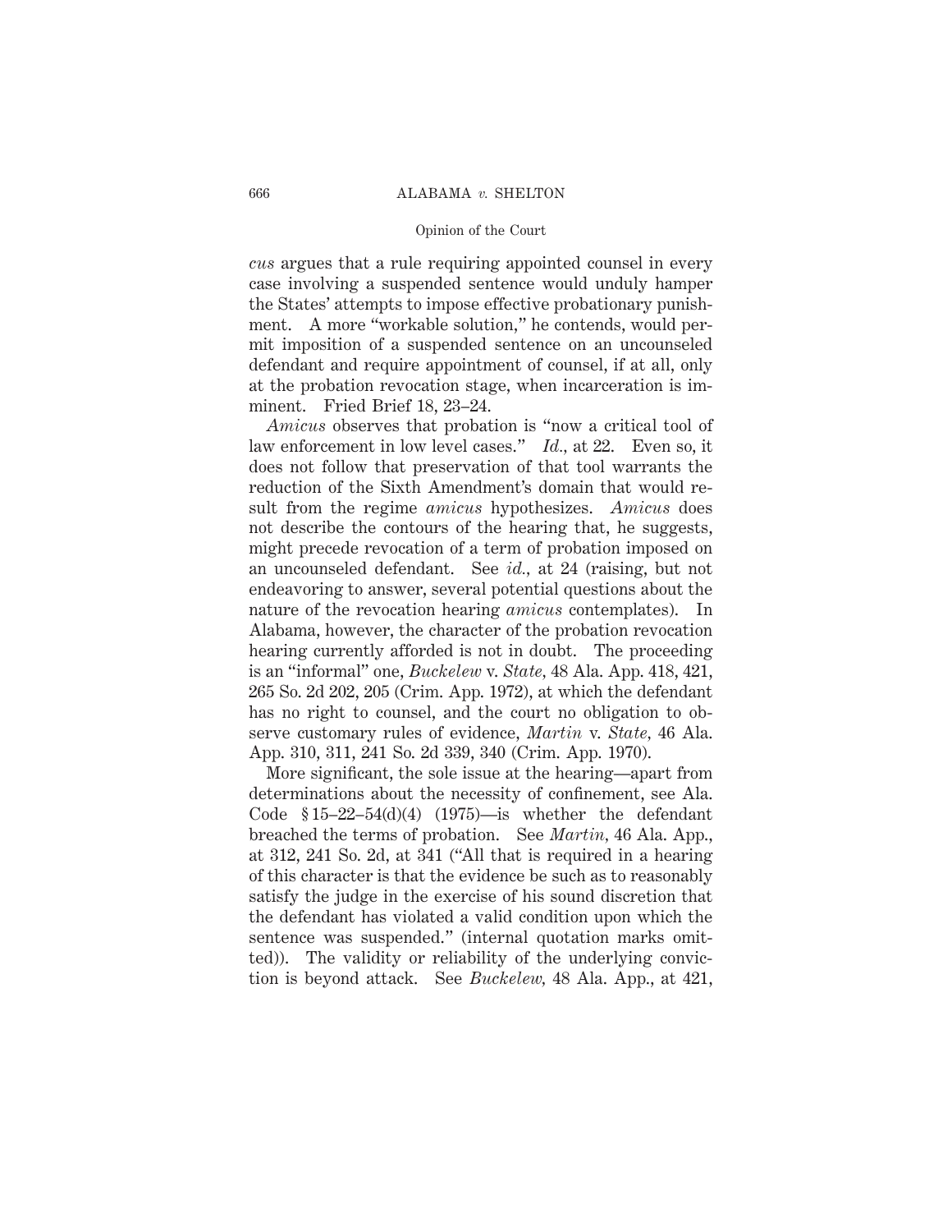*cus* argues that a rule requiring appointed counsel in every case involving a suspended sentence would unduly hamper the States' attempts to impose effective probationary punishment. A more "workable solution," he contends, would permit imposition of a suspended sentence on an uncounseled defendant and require appointment of counsel, if at all, only at the probation revocation stage, when incarceration is imminent. Fried Brief 18, 23–24.

*Amicus* observes that probation is "now a critical tool of law enforcement in low level cases." *Id.*, at 22. Even so, it does not follow that preservation of that tool warrants the reduction of the Sixth Amendment's domain that would result from the regime *amicus* hypothesizes. *Amicus* does not describe the contours of the hearing that, he suggests, might precede revocation of a term of probation imposed on an uncounseled defendant. See *id.*, at 24 (raising, but not endeavoring to answer, several potential questions about the nature of the revocation hearing *amicus* contemplates). In Alabama, however, the character of the probation revocation hearing currently afforded is not in doubt. The proceeding is an "informal" one, *Buckelew* v. *State*, 48 Ala. App. 418, 421, 265 So. 2d 202, 205 (Crim. App. 1972), at which the defendant has no right to counsel, and the court no obligation to observe customary rules of evidence, *Martin* v. *State*, 46 Ala. App. 310, 311, 241 So. 2d 339, 340 (Crim. App. 1970).

More significant, the sole issue at the hearing—apart from determinations about the necessity of confinement, see Ala. Code § 15–22–54(d)(4) (1975)—is whether the defendant breached the terms of probation. See *Martin*, 46 Ala. App., at 312, 241 So. 2d, at 341 ("All that is required in a hearing of this character is that the evidence be such as to reasonably satisfy the judge in the exercise of his sound discretion that the defendant has violated a valid condition upon which the sentence was suspended." (internal quotation marks omitted)). The validity or reliability of the underlying conviction is beyond attack. See *Buckelew*, 48 Ala. App., at 421,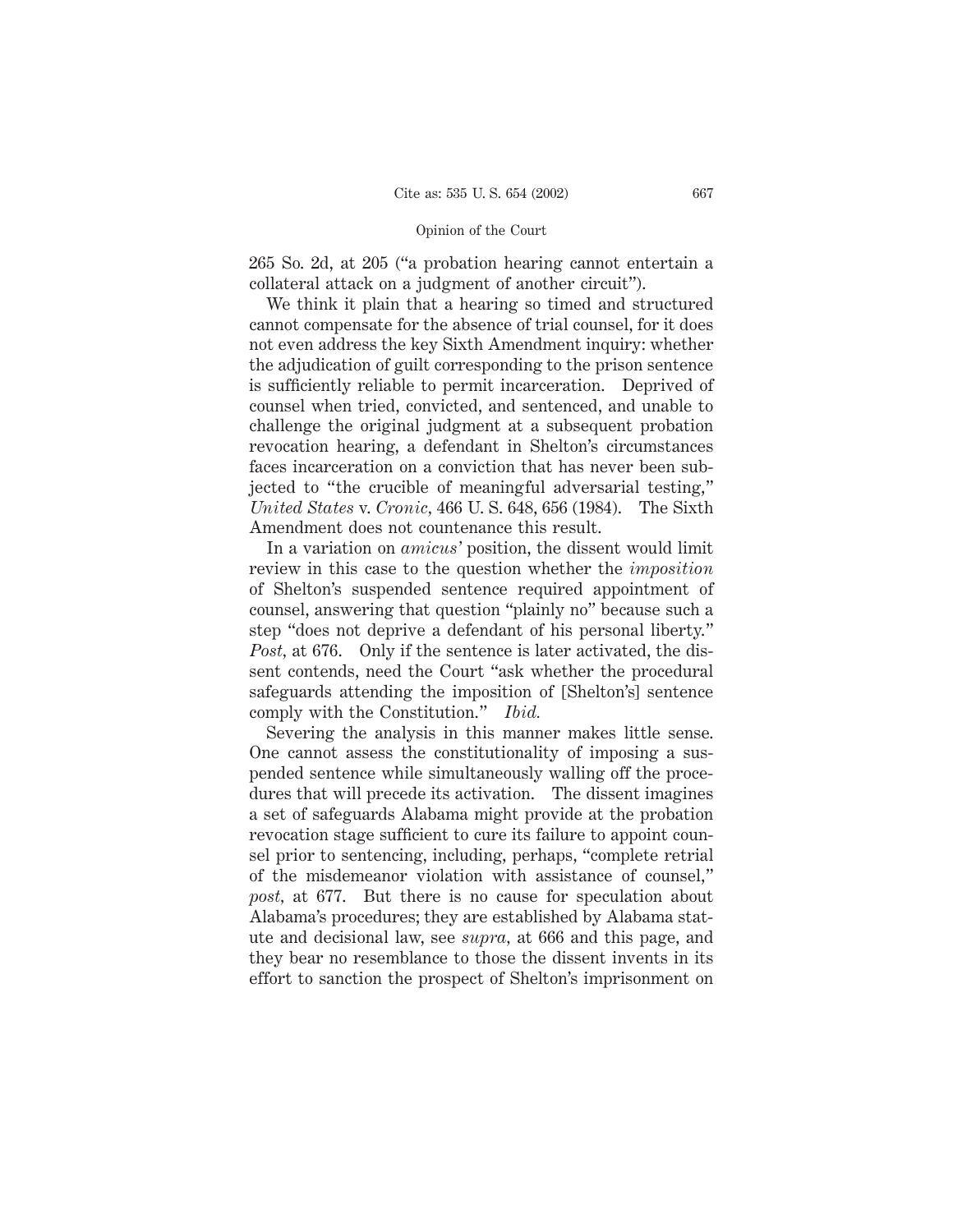265 So. 2d, at 205 ("a probation hearing cannot entertain a collateral attack on a judgment of another circuit").

We think it plain that a hearing so timed and structured cannot compensate for the absence of trial counsel, for it does not even address the key Sixth Amendment inquiry: whether the adjudication of guilt corresponding to the prison sentence is sufficiently reliable to permit incarceration. Deprived of counsel when tried, convicted, and sentenced, and unable to challenge the original judgment at a subsequent probation revocation hearing, a defendant in Shelton's circumstances faces incarceration on a conviction that has never been subjected to "the crucible of meaningful adversarial testing," *United States* v. *Cronic*, 466 U. S. 648, 656 (1984). The Sixth Amendment does not countenance this result.

In a variation on *amicus'* position, the dissent would limit review in this case to the question whether the *imposition* of Shelton's suspended sentence required appointment of counsel, answering that question "plainly no" because such a step "does not deprive a defendant of his personal liberty." *Post,* at 676. Only if the sentence is later activated, the dissent contends, need the Court "ask whether the procedural safeguards attending the imposition of [Shelton's] sentence comply with the Constitution." *Ibid.*

Severing the analysis in this manner makes little sense. One cannot assess the constitutionality of imposing a suspended sentence while simultaneously walling off the procedures that will precede its activation. The dissent imagines a set of safeguards Alabama might provide at the probation revocation stage sufficient to cure its failure to appoint counsel prior to sentencing, including, perhaps, "complete retrial of the misdemeanor violation with assistance of counsel," *post,* at 677. But there is no cause for speculation about Alabama's procedures; they are established by Alabama statute and decisional law, see *supra,* at 666 and this page, and they bear no resemblance to those the dissent invents in its effort to sanction the prospect of Shelton's imprisonment on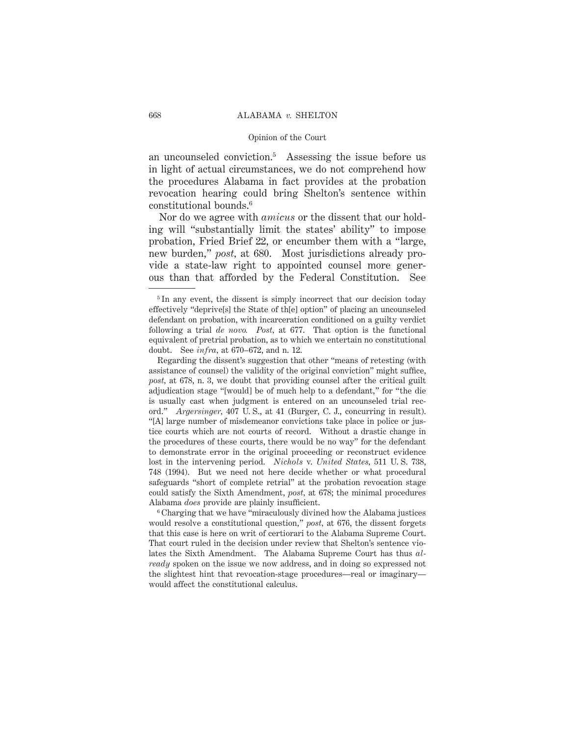an uncounseled conviction.[5] Assessing the issue before us in light of actual circumstances, we do not comprehend how the procedures Alabama in fact provides at the probation revocation hearing could bring Shelton's sentence within constitutional bounds.[6]

Nor do we agree with *amicus* or the dissent that our holding will "substantially limit the states' ability" to impose probation, Fried Brief 22, or encumber them with a "large, new burden," *post*, at 680. Most jurisdictions already provide a state-law right to appointed counsel more generous than that afforded by the Federal Constitution. See

---

[5] In any event, the dissent is simply incorrect that our decision today effectively "deprive[s] the State of th[e] option" of placing an uncounseled defendant on probation, with incarceration conditioned on a guilty verdict following a trial *de novo*. *Post*, at 677. That option is the functional equivalent of pretrial probation, as to which we entertain no constitutional doubt. See *infra*, at 670–672, and n. 12.

Regarding the dissent's suggestion that other "means of retesting (with assistance of counsel) the validity of the original conviction" might suffice, *post*, at 678, n. 3, we doubt that providing counsel after the critical guilt adjudication stage "[would] be of much help to a defendant," for "the die is usually cast when judgment is entered on an uncounseled trial record." *Argersinger*, 407 U. S., at 41 (Burger, C. J., concurring in result). "[A] large number of misdemeanor convictions take place in police or justice courts which are not courts of record. Without a drastic change in the procedures of these courts, there would be no way" for the defendant to demonstrate error in the original proceeding or reconstruct evidence lost in the intervening period. *Nichols* v. *United States*, 511 U. S. 738, 748 (1994). But we need not here decide whether or what procedural safeguards "short of complete retrial" at the probation revocation stage could satisfy the Sixth Amendment, *post*, at 678; the minimal procedures Alabama *does* provide are plainly insufficient.

[6] Charging that we have "miraculously divined how the Alabama justices would resolve a constitutional question," *post*, at 676, the dissent forgets that this case is here on writ of certiorari to the Alabama Supreme Court. That court ruled in the decision under review that Shelton's sentence violates the Sixth Amendment. The Alabama Supreme Court has thus *already* spoken on the issue we now address, and in doing so expressed not the slightest hint that revocation-stage procedures—real or imaginary—would affect the constitutional calculus.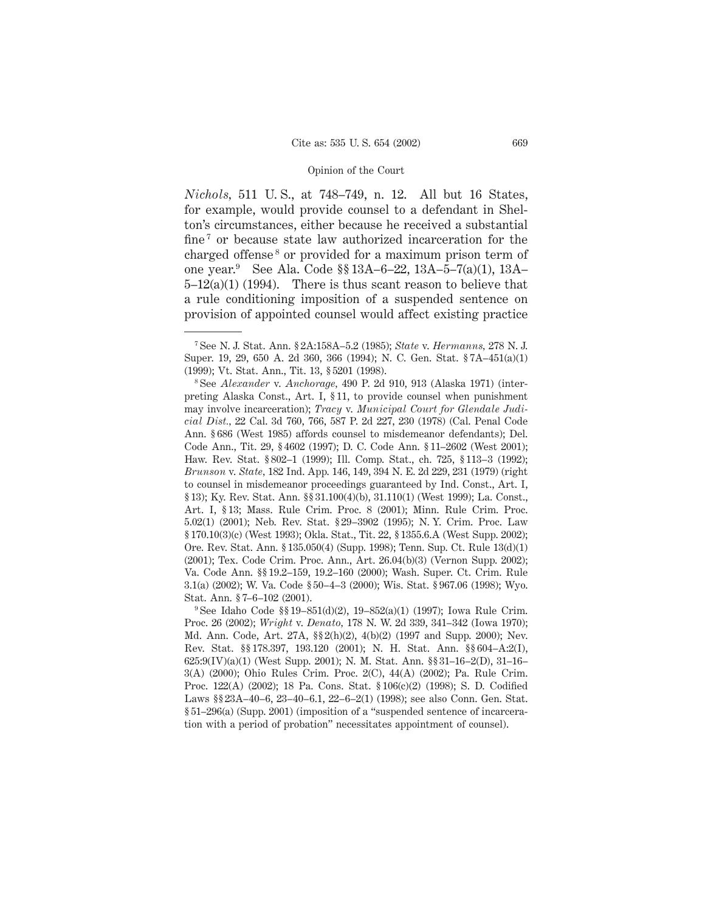*Nichols,* 511 U. S., at 748–749, n. 12. All but 16 States, for example, would provide counsel to a defendant in Shelton's circumstances, either because he received a substantial fine[7] or because state law authorized incarceration for the charged offense[8] or provided for a maximum prison term of one year.[9] See Ala. Code §§ 13A–6–22, 13A–5–7(a)(1), 13A–5–12(a)(1) (1994). There is thus scant reason to believe that a rule conditioning imposition of a suspended sentence on provision of appointed counsel would affect existing practice

---

[7] See N. J. Stat. Ann. § 2A:158A–5.2 (1985); *State* v. *Hermanns,* 278 N. J. Super. 19, 29, 650 A. 2d 360, 366 (1994); N. C. Gen. Stat. § 7A–451(a)(1) (1999); Vt. Stat. Ann., Tit. 13, § 5201 (1998).

[8] See *Alexander* v. *Anchorage,* 490 P. 2d 910, 913 (Alaska 1971) (interpreting Alaska Const., Art. I, § 11, to provide counsel when punishment may involve incarceration); *Tracy* v. *Municipal Court for Glendale Judicial Dist.,* 22 Cal. 3d 760, 766, 587 P. 2d 227, 230 (1978) (Cal. Penal Code Ann. § 686 (West 1985) affords counsel to misdemeanor defendants); Del. Code Ann., Tit. 29, § 4602 (1997); D. C. Code Ann. § 11–2602 (West 2001); Haw. Rev. Stat. § 802–1 (1999); Ill. Comp. Stat., ch. 725, § 113–3 (1992); *Brunson* v. *State,* 182 Ind. App. 146, 149, 394 N. E. 2d 229, 231 (1979) (right to counsel in misdemeanor proceedings guaranteed by Ind. Const., Art. I, § 13); Ky. Rev. Stat. Ann. §§ 31.100(4)(b), 31.110(1) (West 1999); La. Const., Art. I, § 13; Mass. Rule Crim. Proc. 8 (2001); Minn. Rule Crim. Proc. 5.02(1) (2001); Neb. Rev. Stat. § 29–3902 (1995); N. Y. Crim. Proc. Law § 170.10(3)(c) (West 1993); Okla. Stat., Tit. 22, § 1355.6.A (West Supp. 2002); Ore. Rev. Stat. Ann. § 135.050(4) (Supp. 1998); Tenn. Sup. Ct. Rule 13(d)(1) (2001); Tex. Code Crim. Proc. Ann., Art. 26.04(b)(3) (Vernon Supp. 2002); Va. Code Ann. §§ 19.2–159, 19.2–160 (2000); Wash. Super. Ct. Crim. Rule 3.1(a) (2002); W. Va. Code § 50–4–3 (2000); Wis. Stat. § 967.06 (1998); Wyo. Stat. Ann. § 7–6–102 (2001).

[9] See Idaho Code §§ 19–851(d)(2), 19–852(a)(1) (1997); Iowa Rule Crim. Proc. 26 (2002); *Wright* v. *Denato,* 178 N. W. 2d 339, 341–342 (Iowa 1970); Md. Ann. Code, Art. 27A, §§ 2(h)(2), 4(b)(2) (1997 and Supp. 2000); Nev. Rev. Stat. §§ 178.397, 193.120 (2001); N. H. Stat. Ann. §§ 604–A:2(I), 625:9(IV)(a)(1) (West Supp. 2001); N. M. Stat. Ann. §§ 31–16–2(D), 31–16–3(A) (2000); Ohio Rules Crim. Proc. 2(C), 44(A) (2002); Pa. Rule Crim. Proc. 122(A) (2002); 18 Pa. Cons. Stat. § 106(c)(2) (1998); S. D. Codified Laws §§ 23A–40–6, 23–40–6.1, 22–6–2(1) (1998); see also Conn. Gen. Stat. § 51–296(a) (Supp. 2001) (imposition of a "suspended sentence of incarceration with a period of probation" necessitates appointment of counsel).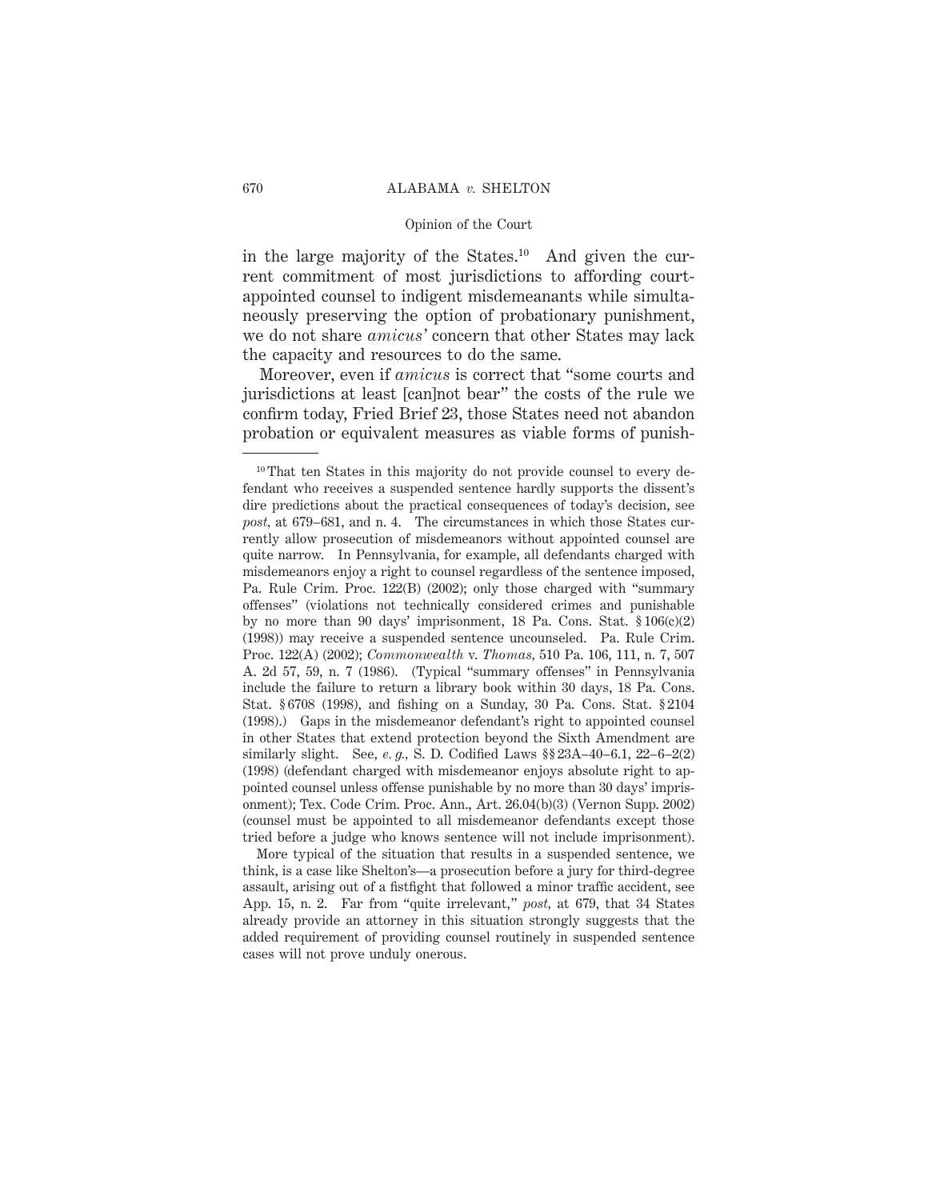in the large majority of the States.[10] And given the current commitment of most jurisdictions to affording court-appointed counsel to indigent misdemeanants while simultaneously preserving the option of probationary punishment, we do not share *amicus'* concern that other States may lack the capacity and resources to do the same.

Moreover, even if *amicus* is correct that "some courts and jurisdictions at least [can]not bear" the costs of the rule we confirm today, Fried Brief 23, those States need not abandon probation or equivalent measures as viable forms of punish-

---

[10] That ten States in this majority do not provide counsel to every defendant who receives a suspended sentence hardly supports the dissent's dire predictions about the practical consequences of today's decision, see *post*, at 679–681, and n. 4. The circumstances in which those States currently allow prosecution of misdemeanors without appointed counsel are quite narrow. In Pennsylvania, for example, all defendants charged with misdemeanors enjoy a right to counsel regardless of the sentence imposed, Pa. Rule Crim. Proc. 122(B) (2002); only those charged with "summary offenses" (violations not technically considered crimes and punishable by no more than 90 days' imprisonment, 18 Pa. Cons. Stat. § 106(c)(2) (1998)) may receive a suspended sentence uncounseled. Pa. Rule Crim. Proc. 122(A) (2002); *Commonwealth* v. *Thomas*, 510 Pa. 106, 111, n. 7, 507 A. 2d 57, 59, n. 7 (1986). (Typical "summary offenses" in Pennsylvania include the failure to return a library book within 30 days, 18 Pa. Cons. Stat. § 6708 (1998), and fishing on a Sunday, 30 Pa. Cons. Stat. § 2104 (1998).) Gaps in the misdemeanor defendant's right to appointed counsel in other States that extend protection beyond the Sixth Amendment are similarly slight. See, *e. g.*, S. D. Codified Laws §§ 23A–40–6.1, 22–6–2(2) (1998) (defendant charged with misdemeanor enjoys absolute right to appointed counsel unless offense punishable by no more than 30 days' imprisonment); Tex. Code Crim. Proc. Ann., Art. 26.04(b)(3) (Vernon Supp. 2002) (counsel must be appointed to all misdemeanor defendants except those tried before a judge who knows sentence will not include imprisonment).

More typical of the situation that results in a suspended sentence, we think, is a case like Shelton's—a prosecution before a jury for third-degree assault, arising out of a fistfight that followed a minor traffic accident, see App. 15, n. 2. Far from "quite irrelevant," *post*, at 679, that 34 States already provide an attorney in this situation strongly suggests that the added requirement of providing counsel routinely in suspended sentence cases will not prove unduly onerous.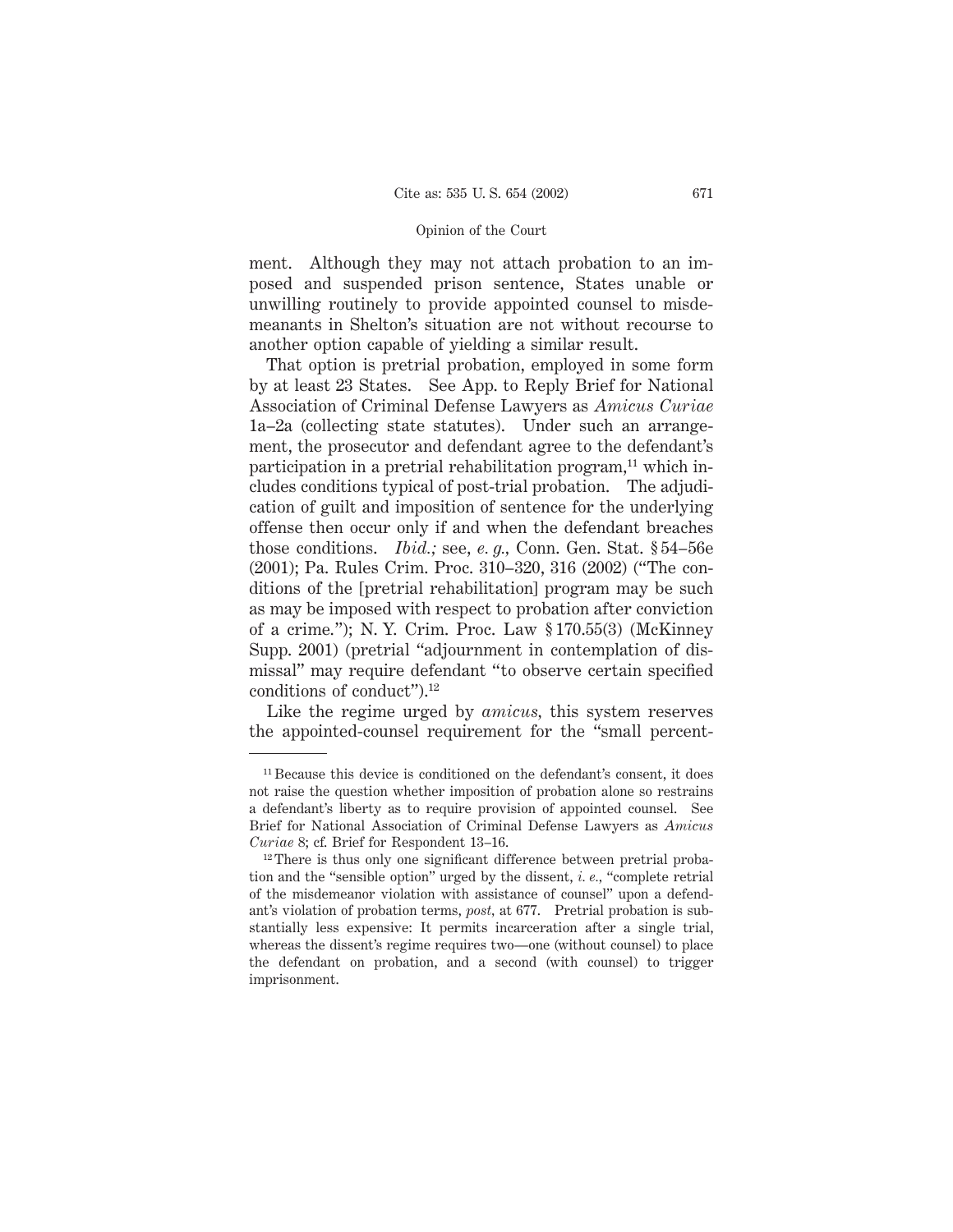ment. Although they may not attach probation to an imposed and suspended prison sentence, States unable or unwilling routinely to provide appointed counsel to misdemeanants in Shelton's situation are not without recourse to another option capable of yielding a similar result.

That option is pretrial probation, employed in some form by at least 23 States. See App. to Reply Brief for National Association of Criminal Defense Lawyers as *Amicus Curiae* 1a–2a (collecting state statutes). Under such an arrangement, the prosecutor and defendant agree to the defendant's participation in a pretrial rehabilitation program,[11] which includes conditions typical of post-trial probation. The adjudication of guilt and imposition of sentence for the underlying offense then occur only if and when the defendant breaches those conditions. *Ibid.;* see, *e. g.,* Conn. Gen. Stat. § 54–56e (2001); Pa. Rules Crim. Proc. 310–320, 316 (2002) ("The conditions of the [pretrial rehabilitation] program may be such as may be imposed with respect to probation after conviction of a crime."); N. Y. Crim. Proc. Law § 170.55(3) (McKinney Supp. 2001) (pretrial "adjournment in contemplation of dismissal" may require defendant "to observe certain specified conditions of conduct").[12]

Like the regime urged by *amicus,* this system reserves the appointed-counsel requirement for the "small percent-

---

[11] Because this device is conditioned on the defendant's consent, it does not raise the question whether imposition of probation alone so restrains a defendant's liberty as to require provision of appointed counsel. See Brief for National Association of Criminal Defense Lawyers as *Amicus Curiae* 8; cf. Brief for Respondent 13–16.

[12] There is thus only one significant difference between pretrial probation and the "sensible option" urged by the dissent, *i. e.,* "complete retrial of the misdemeanor violation with assistance of counsel" upon a defendant's violation of probation terms, *post,* at 677. Pretrial probation is substantially less expensive: It permits incarceration after a single trial, whereas the dissent's regime requires two—one (without counsel) to place the defendant on probation, and a second (with counsel) to trigger imprisonment.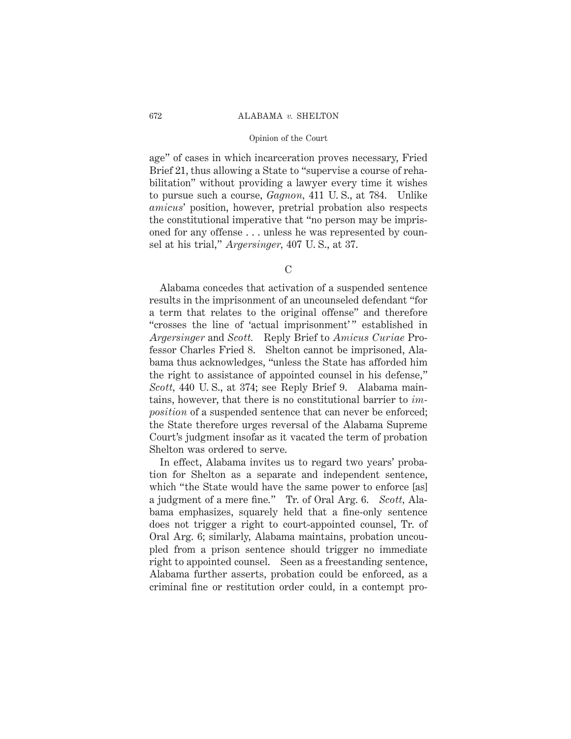age" of cases in which incarceration proves necessary, Fried Brief 21, thus allowing a State to "supervise a course of rehabilitation" without providing a lawyer every time it wishes to pursue such a course, *Gagnon*, 411 U. S., at 784. Unlike *amicus*' position, however, pretrial probation also respects the constitutional imperative that "no person may be imprisoned for any offense . . . unless he was represented by counsel at his trial," *Argersinger*, 407 U. S., at 37.

C

Alabama concedes that activation of a suspended sentence results in the imprisonment of an uncounseled defendant "for a term that relates to the original offense" and therefore "crosses the line of 'actual imprisonment'" established in *Argersinger* and *Scott.* Reply Brief to *Amicus Curiae* Professor Charles Fried 8. Shelton cannot be imprisoned, Alabama thus acknowledges, "unless the State has afforded him the right to assistance of appointed counsel in his defense," *Scott*, 440 U. S., at 374; see Reply Brief 9. Alabama maintains, however, that there is no constitutional barrier to *imposition* of a suspended sentence that can never be enforced; the State therefore urges reversal of the Alabama Supreme Court's judgment insofar as it vacated the term of probation Shelton was ordered to serve.

In effect, Alabama invites us to regard two years' probation for Shelton as a separate and independent sentence, which "the State would have the same power to enforce [as] a judgment of a mere fine." Tr. of Oral Arg. 6. *Scott*, Alabama emphasizes, squarely held that a fine-only sentence does not trigger a right to court-appointed counsel, Tr. of Oral Arg. 6; similarly, Alabama maintains, probation uncoupled from a prison sentence should trigger no immediate right to appointed counsel. Seen as a freestanding sentence, Alabama further asserts, probation could be enforced, as a criminal fine or restitution order could, in a contempt pro-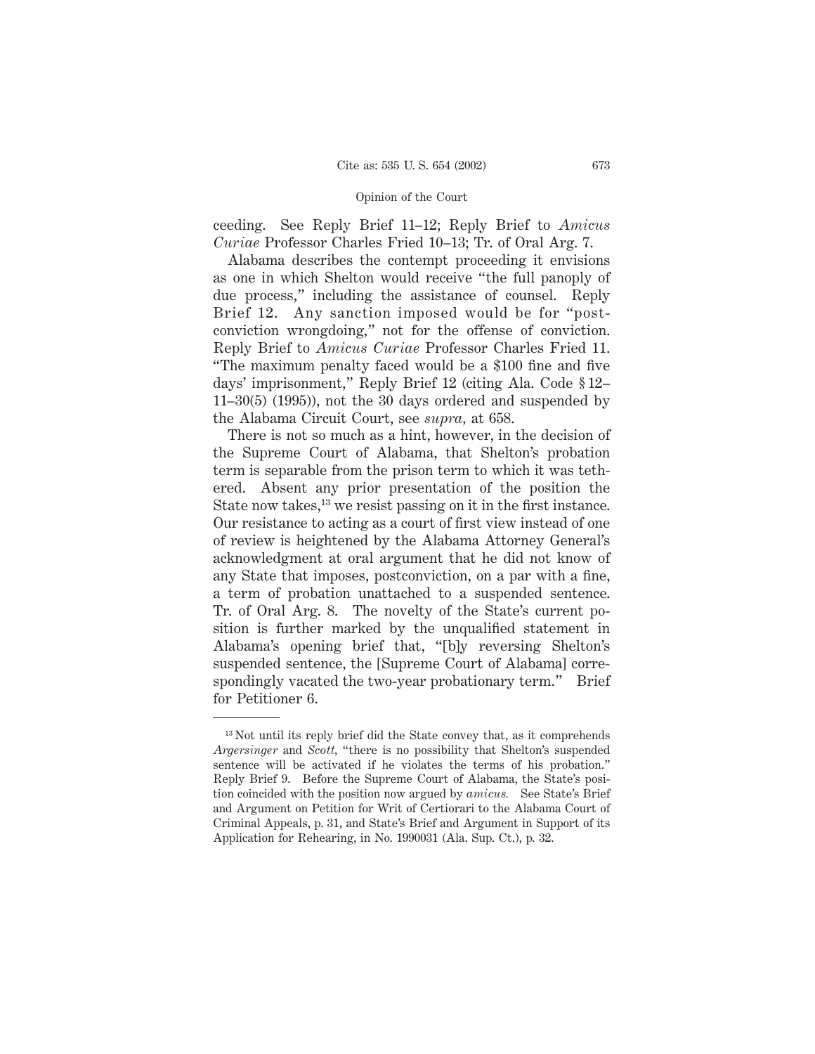ceeding. See Reply Brief 11–12; Reply Brief to *Amicus Curiae* Professor Charles Fried 10–13; Tr. of Oral Arg. 7.

Alabama describes the contempt proceeding it envisions as one in which Shelton would receive "the full panoply of due process," including the assistance of counsel. Reply Brief 12. Any sanction imposed would be for "postconviction wrongdoing," not for the offense of conviction. Reply Brief to *Amicus Curiae* Professor Charles Fried 11. "The maximum penalty faced would be a $100 fine and five days' imprisonment," Reply Brief 12 (citing Ala. Code § 12–11–30(5) (1995)), not the 30 days ordered and suspended by the Alabama Circuit Court, see *supra,* at 658.

There is not so much as a hint, however, in the decision of the Supreme Court of Alabama, that Shelton's probation term is separable from the prison term to which it was tethered. Absent any prior presentation of the position the State now takes,[13] we resist passing on it in the first instance. Our resistance to acting as a court of first view instead of one of review is heightened by the Alabama Attorney General's acknowledgment at oral argument that he did not know of any State that imposes, postconviction, on a par with a fine, a term of probation unattached to a suspended sentence. Tr. of Oral Arg. 8. The novelty of the State's current position is further marked by the unqualified statement in Alabama's opening brief that, "[b]y reversing Shelton's suspended sentence, the [Supreme Court of Alabama] correspondingly vacated the two-year probationary term." Brief for Petitioner 6.

---

[13] Not until its reply brief did the State convey that, as it comprehends *Argersinger* and *Scott,* "there is no possibility that Shelton's suspended sentence will be activated if he violates the terms of his probation." Reply Brief 9. Before the Supreme Court of Alabama, the State's position coincided with the position now argued by *amicus.* See State's Brief and Argument on Petition for Writ of Certiorari to the Alabama Court of Criminal Appeals, p. 31, and State's Brief and Argument in Support of its Application for Rehearing, in No. 1990031 (Ala. Sup. Ct.), p. 32.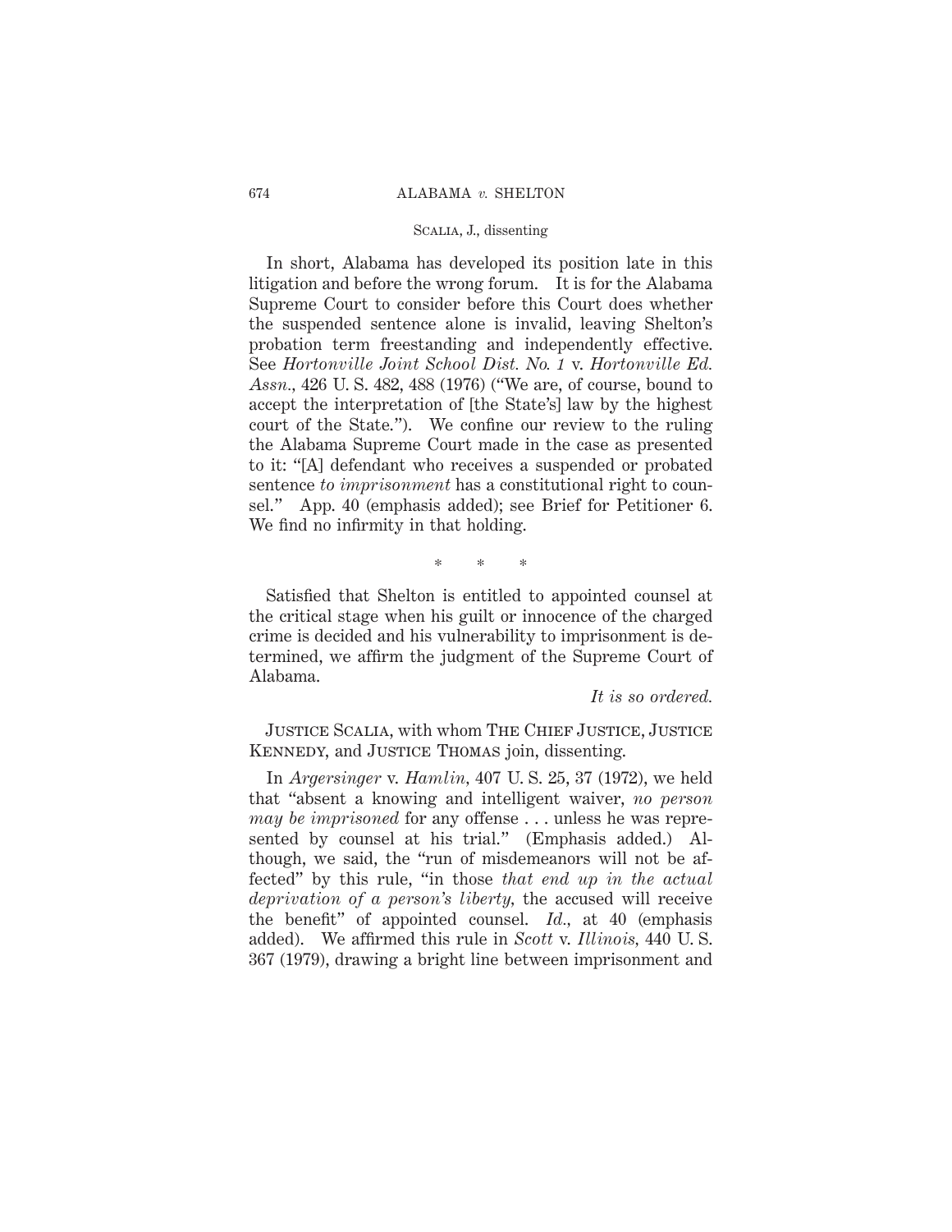In short, Alabama has developed its position late in this litigation and before the wrong forum. It is for the Alabama Supreme Court to consider before this Court does whether the suspended sentence alone is invalid, leaving Shelton's probation term freestanding and independently effective. See *Hortonville Joint School Dist. No. 1* v. *Hortonville Ed. Assn.*, 426 U. S. 482, 488 (1976) ("We are, of course, bound to accept the interpretation of [the State's] law by the highest court of the State."). We confine our review to the ruling the Alabama Supreme Court made in the case as presented to it: "[A] defendant who receives a suspended or probated sentence *to imprisonment* has a constitutional right to counsel." App. 40 (emphasis added); see Brief for Petitioner 6. We find no infirmity in that holding.

\* \* \*

Satisfied that Shelton is entitled to appointed counsel at the critical stage when his guilt or innocence of the charged crime is decided and his vulnerability to imprisonment is determined, we affirm the judgment of the Supreme Court of Alabama.

*It is so ordered.*

JUSTICE SCALIA, with whom THE CHIEF JUSTICE, JUSTICE KENNEDY, and JUSTICE THOMAS join, dissenting.

In *Argersinger* v. *Hamlin*, 407 U. S. 25, 37 (1972), we held that "absent a knowing and intelligent waiver, *no person may be imprisoned* for any offense . . . unless he was represented by counsel at his trial." (Emphasis added.) Although, we said, the "run of misdemeanors will not be affected" by this rule, "in those *that end up in the actual deprivation of a person's liberty,* the accused will receive the benefit" of appointed counsel. *Id.,* at 40 (emphasis added). We affirmed this rule in *Scott* v. *Illinois,* 440 U. S. 367 (1979), drawing a bright line between imprisonment and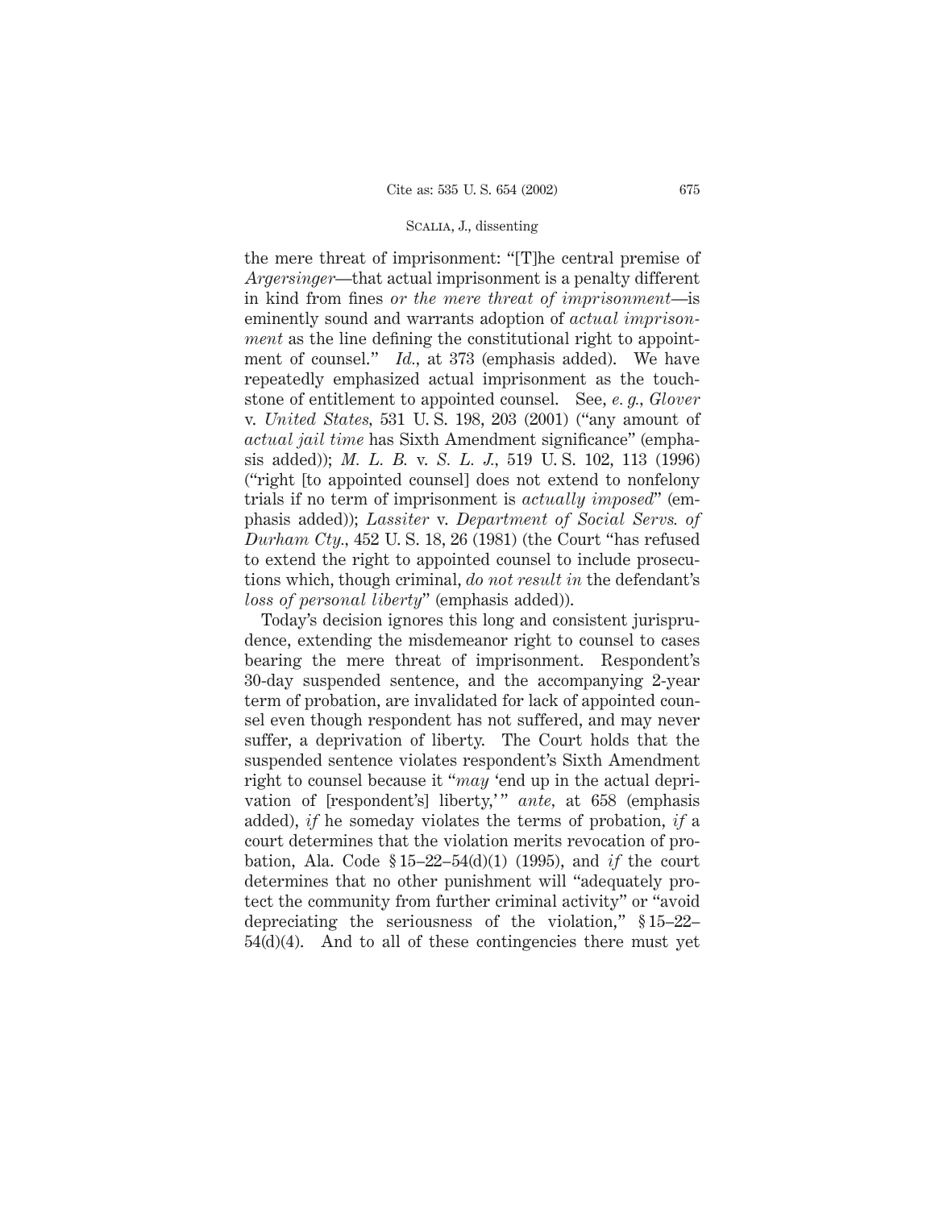the mere threat of imprisonment: "[T]he central premise of *Argersinger*—that actual imprisonment is a penalty different in kind from fines *or the mere threat of imprisonment*—is eminently sound and warrants adoption of *actual imprisonment* as the line defining the constitutional right to appointment of counsel." *Id.*, at 373 (emphasis added). We have repeatedly emphasized actual imprisonment as the touchstone of entitlement to appointed counsel. See, *e. g.*, *Glover* v. *United States*, 531 U. S. 198, 203 (2001) ("any amount of *actual jail time* has Sixth Amendment significance" (emphasis added)); *M. L. B.* v. *S. L. J.*, 519 U. S. 102, 113 (1996) ("right [to appointed counsel] does not extend to nonfelony trials if no term of imprisonment is *actually imposed*" (emphasis added)); *Lassiter* v. *Department of Social Servs. of Durham Cty.*, 452 U. S. 18, 26 (1981) (the Court "has refused to extend the right to appointed counsel to include prosecutions which, though criminal, *do not result in* the defendant's *loss of personal liberty*" (emphasis added)).

Today's decision ignores this long and consistent jurisprudence, extending the misdemeanor right to counsel to cases bearing the mere threat of imprisonment. Respondent's 30-day suspended sentence, and the accompanying 2-year term of probation, are invalidated for lack of appointed counsel even though respondent has not suffered, and may never suffer, a deprivation of liberty. The Court holds that the suspended sentence violates respondent's Sixth Amendment right to counsel because it "*may* 'end up in the actual deprivation of [respondent's] liberty,'" *ante*, at 658 (emphasis added), *if* he someday violates the terms of probation, *if* a court determines that the violation merits revocation of probation, Ala. Code § 15–22–54(d)(1) (1995), and *if* the court determines that no other punishment will "adequately protect the community from further criminal activity" or "avoid depreciating the seriousness of the violation," § 15–22–54(d)(4). And to all of these contingencies there must yet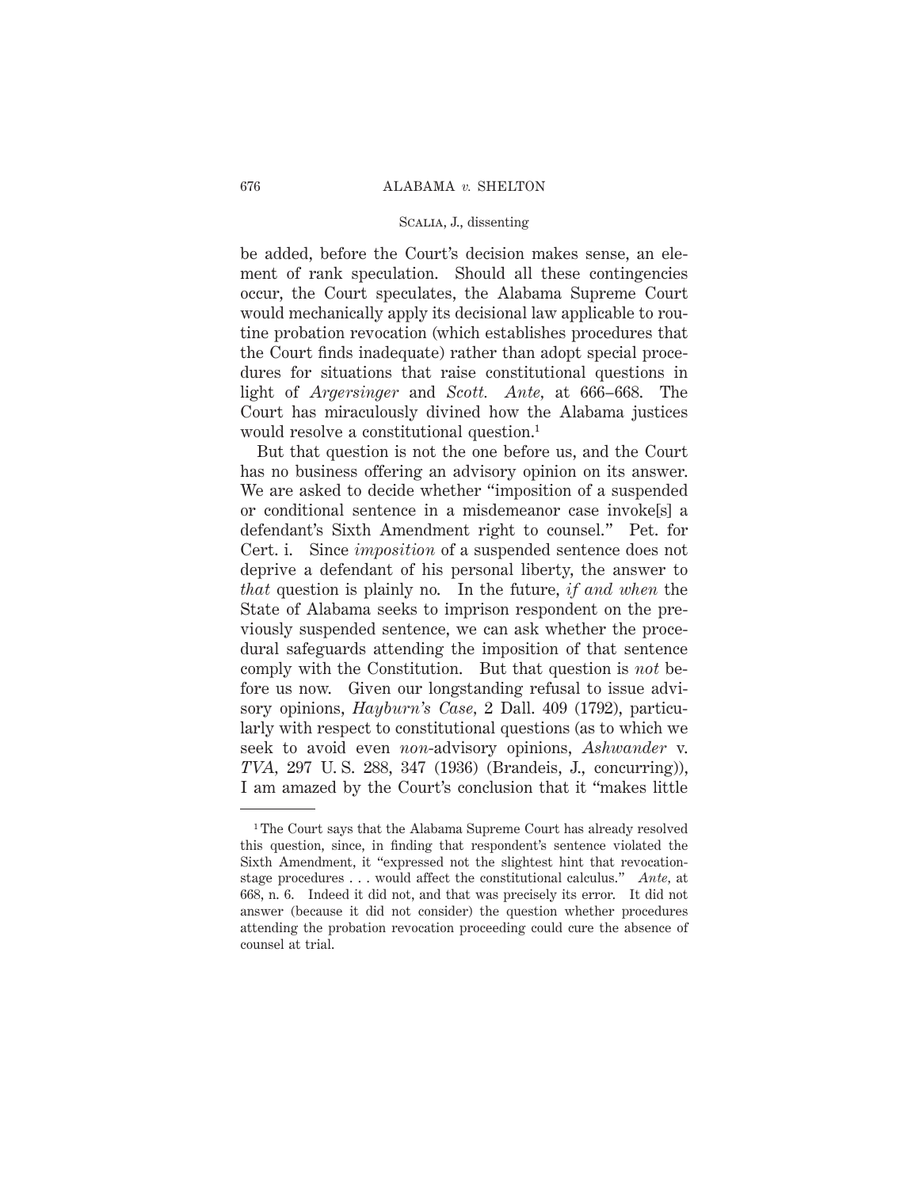be added, before the Court's decision makes sense, an element of rank speculation. Should all these contingencies occur, the Court speculates, the Alabama Supreme Court would mechanically apply its decisional law applicable to routine probation revocation (which establishes procedures that the Court finds inadequate) rather than adopt special procedures for situations that raise constitutional questions in light of *Argersinger* and *Scott. Ante*, at 666–668. The Court has miraculously divined how the Alabama justices would resolve a constitutional question.[1]

But that question is not the one before us, and the Court has no business offering an advisory opinion on its answer. We are asked to decide whether "imposition of a suspended or conditional sentence in a misdemeanor case invoke[s] a defendant's Sixth Amendment right to counsel." Pet. for Cert. i. Since *imposition* of a suspended sentence does not deprive a defendant of his personal liberty, the answer to *that* question is plainly no. In the future, *if and when* the State of Alabama seeks to imprison respondent on the previously suspended sentence, we can ask whether the procedural safeguards attending the imposition of that sentence comply with the Constitution. But that question is *not* before us now. Given our longstanding refusal to issue advisory opinions, *Hayburn's Case*, 2 Dall. 409 (1792), particularly with respect to constitutional questions (as to which we seek to avoid even *non*-advisory opinions, *Ashwander* v. *TVA*, 297 U. S. 288, 347 (1936) (Brandeis, J., concurring)), I am amazed by the Court's conclusion that it "makes little

---

[1] The Court says that the Alabama Supreme Court has already resolved this question, since, in finding that respondent's sentence violated the Sixth Amendment, it "expressed not the slightest hint that revocation-stage procedures . . . would affect the constitutional calculus." *Ante*, at 668, n. 6. Indeed it did not, and that was precisely its error. It did not answer (because it did not consider) the question whether procedures attending the probation revocation proceeding could cure the absence of counsel at trial.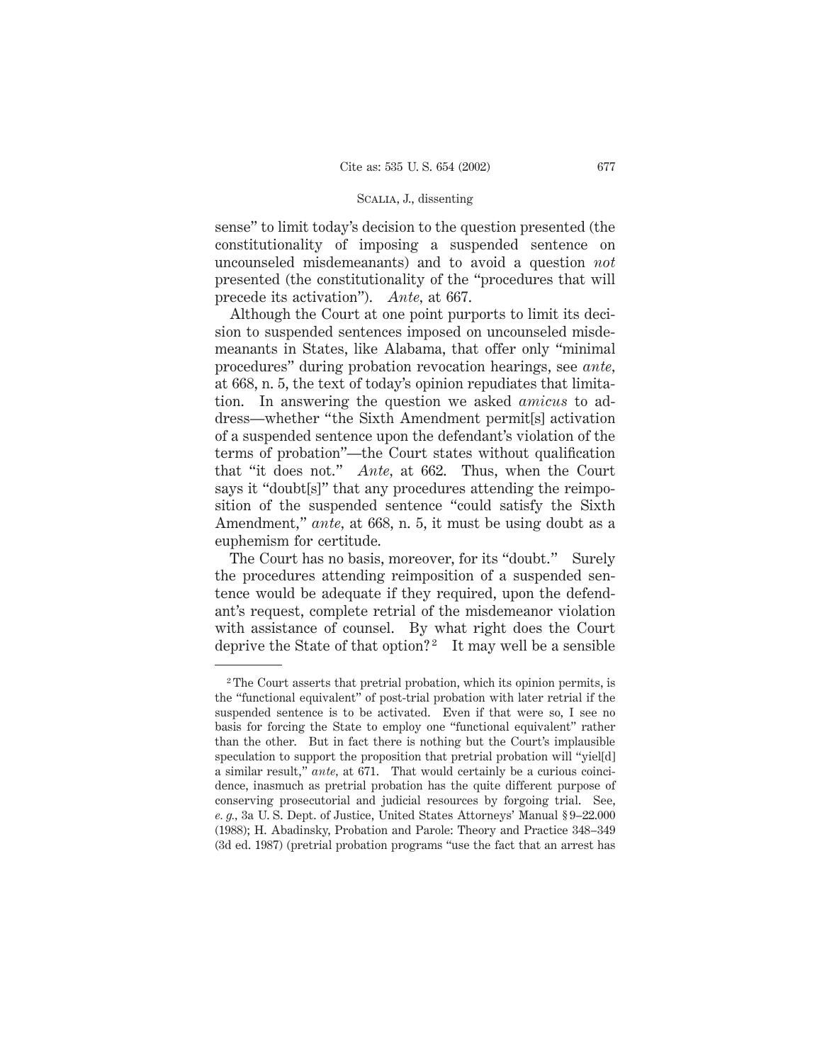sense" to limit today's decision to the question presented (the constitutionality of imposing a suspended sentence on uncounseled misdemeanants) and to avoid a question *not* presented (the constitutionality of the "procedures that will precede its activation"). *Ante,* at 667.

Although the Court at one point purports to limit its decision to suspended sentences imposed on uncounseled misdemeanants in States, like Alabama, that offer only "minimal procedures" during probation revocation hearings, see *ante,* at 668, n. 5, the text of today's opinion repudiates that limitation. In answering the question we asked *amicus* to address—whether "the Sixth Amendment permit[s] activation of a suspended sentence upon the defendant's violation of the terms of probation"—the Court states without qualification that "it does not." *Ante,* at 662. Thus, when the Court says it "doubt[s]" that any procedures attending the reimposition of the suspended sentence "could satisfy the Sixth Amendment," *ante,* at 668, n. 5, it must be using doubt as a euphemism for certitude.

The Court has no basis, moreover, for its "doubt." Surely the procedures attending reimposition of a suspended sentence would be adequate if they required, upon the defendant's request, complete retrial of the misdemeanor violation with assistance of counsel. By what right does the Court deprive the State of that option?[2] It may well be a sensible

---

[2] The Court asserts that pretrial probation, which its opinion permits, is the "functional equivalent" of post-trial probation with later retrial if the suspended sentence is to be activated. Even if that were so, I see no basis for forcing the State to employ one "functional equivalent" rather than the other. But in fact there is nothing but the Court's implausible speculation to support the proposition that pretrial probation will "yiel[d] a similar result," *ante,* at 671. That would certainly be a curious coincidence, inasmuch as pretrial probation has the quite different purpose of conserving prosecutorial and judicial resources by forgoing trial. See, *e. g.,* 3a U. S. Dept. of Justice, United States Attorneys' Manual § 9–22.000 (1988); H. Abadinsky, Probation and Parole: Theory and Practice 348–349 (3d ed. 1987) (pretrial probation programs "use the fact that an arrest has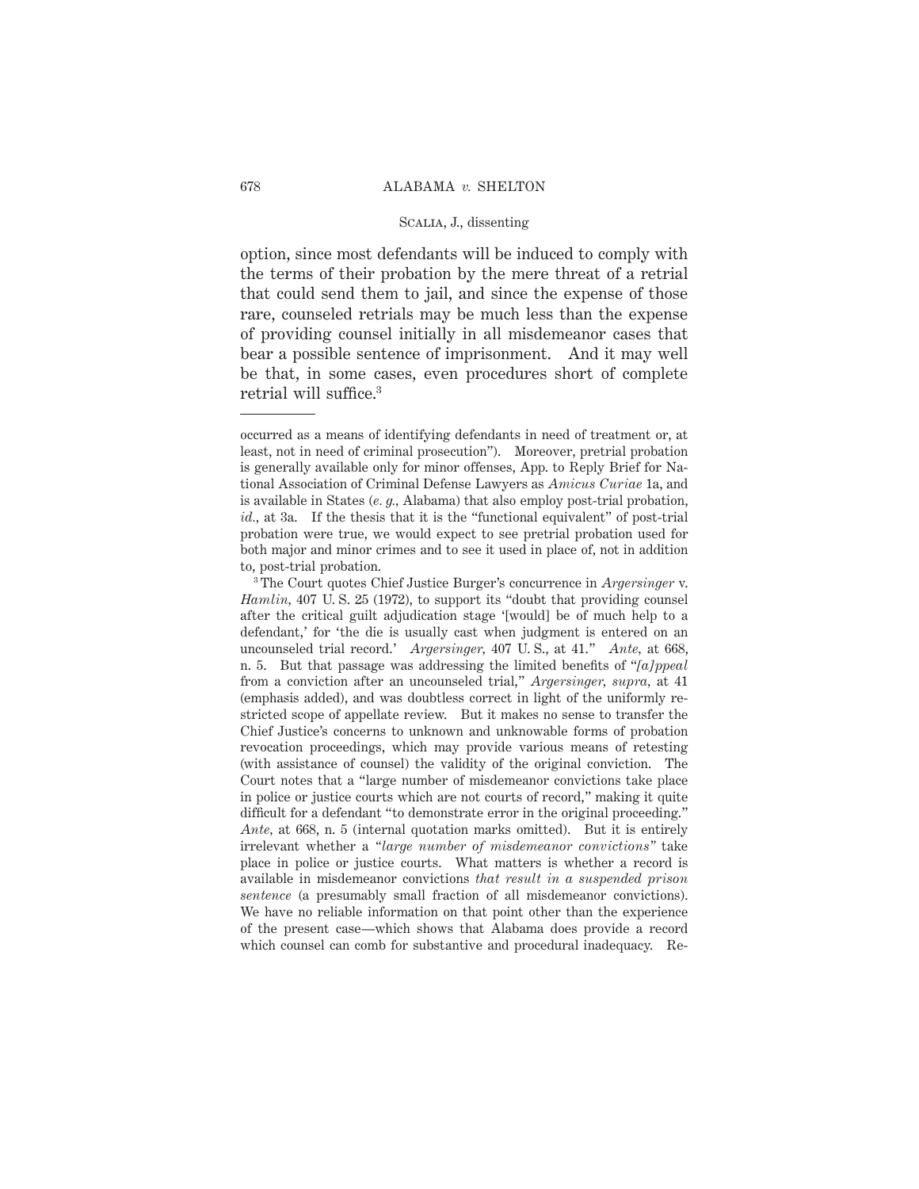option, since most defendants will be induced to comply with the terms of their probation by the mere threat of a retrial that could send them to jail, and since the expense of those rare, counseled retrials may be much less than the expense of providing counsel initially in all misdemeanor cases that bear a possible sentence of imprisonment. And it may well be that, in some cases, even procedures short of complete retrial will suffice.[3]

---

occurred as a means of identifying defendants in need of treatment or, at least, not in need of criminal prosecution"). Moreover, pretrial probation is generally available only for minor offenses, App. to Reply Brief for National Association of Criminal Defense Lawyers as *Amicus Curiae* 1a, and is available in States (*e. g.*, Alabama) that also employ post-trial probation, *id.*, at 3a. If the thesis that it is the "functional equivalent" of post-trial probation were true, we would expect to see pretrial probation used for both major and minor crimes and to see it used in place of, not in addition to, post-trial probation.

[3] The Court quotes Chief Justice Burger's concurrence in *Argersinger* v. *Hamlin*, 407 U. S. 25 (1972), to support its "doubt that providing counsel after the critical guilt adjudication stage '[would] be of much help to a defendant,' for 'the die is usually cast when judgment is entered on an uncounseled trial record.' *Argersinger*, 407 U. S., at 41." *Ante*, at 668, n. 5. But that passage was addressing the limited benefits of "*[a]ppeal* from a conviction after an uncounseled trial," *Argersinger*, *supra*, at 41 (emphasis added), and was doubtless correct in light of the uniformly restricted scope of appellate review. But it makes no sense to transfer the Chief Justice's concerns to unknown and unknowable forms of probation revocation proceedings, which may provide various means of retesting (with assistance of counsel) the validity of the original conviction. The Court notes that a "large number of misdemeanor convictions take place in police or justice courts which are not courts of record," making it quite difficult for a defendant "to demonstrate error in the original proceeding." *Ante*, at 668, n. 5 (internal quotation marks omitted). But it is entirely irrelevant whether a "*large number of misdemeanor convictions*" take place in police or justice courts. What matters is whether a record is available in misdemeanor convictions *that result in a suspended prison sentence* (a presumably small fraction of all misdemeanor convictions). We have no reliable information on that point other than the experience of the present case—which shows that Alabama does provide a record which counsel can comb for substantive and procedural inadequacy. Re-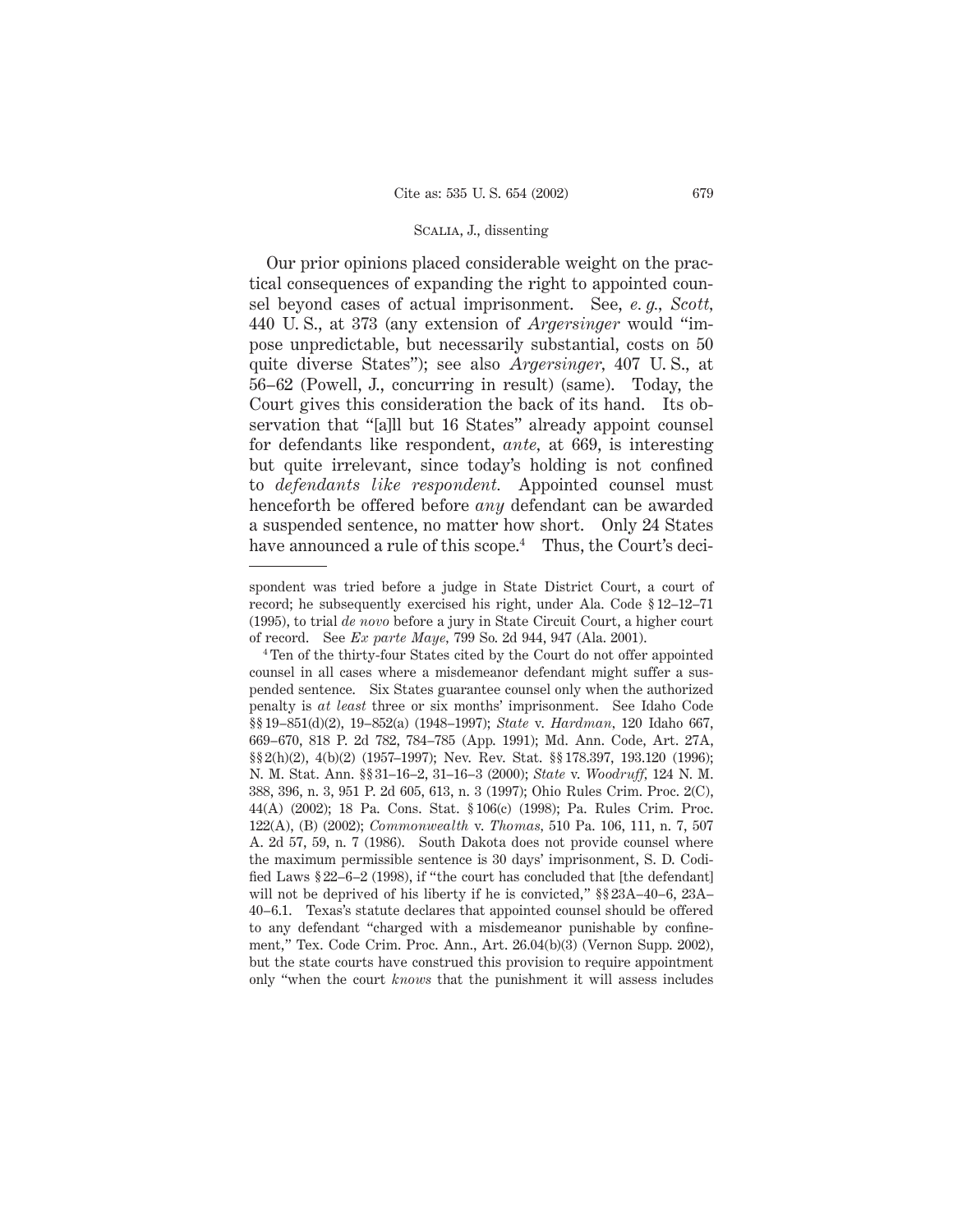Our prior opinions placed considerable weight on the practical consequences of expanding the right to appointed counsel beyond cases of actual imprisonment. See, *e. g., Scott*, 440 U. S., at 373 (any extension of *Argersinger* would "impose unpredictable, but necessarily substantial, costs on 50 quite diverse States"); see also *Argersinger*, 407 U. S., at 56–62 (Powell, J., concurring in result) (same). Today, the Court gives this consideration the back of its hand. Its observation that "[a]ll but 16 States" already appoint counsel for defendants like respondent, *ante*, at 669, is interesting but quite irrelevant, since today's holding is not confined to *defendants like respondent.* Appointed counsel must henceforth be offered before *any* defendant can be awarded a suspended sentence, no matter how short. Only 24 States have announced a rule of this scope.[4] Thus, the Court's deci-

---

spondent was tried before a judge in State District Court, a court of record; he subsequently exercised his right, under Ala. Code § 12–12–71 (1995), to trial *de novo* before a jury in State Circuit Court, a higher court of record. See *Ex parte Maye*, 799 So. 2d 944, 947 (Ala. 2001).

[4] Ten of the thirty-four States cited by the Court do not offer appointed counsel in all cases where a misdemeanor defendant might suffer a suspended sentence. Six States guarantee counsel only when the authorized penalty is *at least* three or six months' imprisonment. See Idaho Code §§ 19–851(d)(2), 19–852(a) (1948–1997); *State* v. *Hardman*, 120 Idaho 667, 669–670, 818 P. 2d 782, 784–785 (App. 1991); Md. Ann. Code, Art. 27A, §§ 2(h)(2), 4(b)(2) (1957–1997); Nev. Rev. Stat. §§ 178.397, 193.120 (1996); N. M. Stat. Ann. §§ 31–16–2, 31–16–3 (2000); *State* v. *Woodruff*, 124 N. M. 388, 396, n. 3, 951 P. 2d 605, 613, n. 3 (1997); Ohio Rules Crim. Proc. 2(C), 44(A) (2002); 18 Pa. Cons. Stat. § 106(c) (1998); Pa. Rules Crim. Proc. 122(A), (B) (2002); *Commonwealth* v. *Thomas*, 510 Pa. 106, 111, n. 7, 507 A. 2d 57, 59, n. 7 (1986). South Dakota does not provide counsel where the maximum permissible sentence is 30 days' imprisonment, S. D. Codified Laws § 22–6–2 (1998), if "the court has concluded that [the defendant] will not be deprived of his liberty if he is convicted," §§ 23A–40–6, 23A–40–6.1. Texas's statute declares that appointed counsel should be offered to any defendant "charged with a misdemeanor punishable by confinement," Tex. Code Crim. Proc. Ann., Art. 26.04(b)(3) (Vernon Supp. 2002), but the state courts have construed this provision to require appointment only "when the court *knows* that the punishment it will assess includes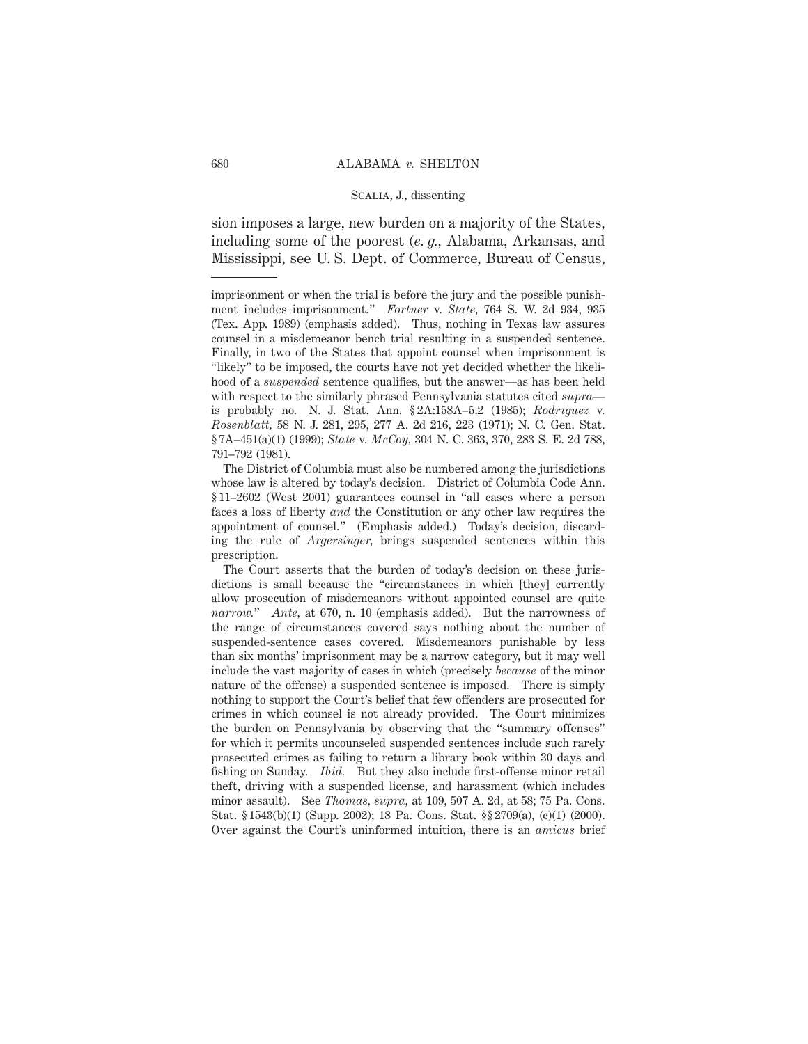sion imposes a large, new burden on a majority of the States, including some of the poorest (*e. g.*, Alabama, Arkansas, and Mississippi, see U. S. Dept. of Commerce, Bureau of Census,

---

imprisonment or when the trial is before the jury and the possible punishment includes imprisonment." *Fortner* v. *State*, 764 S. W. 2d 934, 935 (Tex. App. 1989) (emphasis added). Thus, nothing in Texas law assures counsel in a misdemeanor bench trial resulting in a suspended sentence. Finally, in two of the States that appoint counsel when imprisonment is "likely" to be imposed, the courts have not yet decided whether the likelihood of a *suspended* sentence qualifies, but the answer—as has been held with respect to the similarly phrased Pennsylvania statutes cited *supra*—is probably no. N. J. Stat. Ann. § 2A:158A–5.2 (1985); *Rodriguez* v. *Rosenblatt*, 58 N. J. 281, 295, 277 A. 2d 216, 223 (1971); N. C. Gen. Stat. § 7A–451(a)(1) (1999); *State* v. *McCoy*, 304 N. C. 363, 370, 283 S. E. 2d 788, 791–792 (1981).

The District of Columbia must also be numbered among the jurisdictions whose law is altered by today's decision. District of Columbia Code Ann. § 11–2602 (West 2001) guarantees counsel in "all cases where a person faces a loss of liberty *and* the Constitution or any other law requires the appointment of counsel." (Emphasis added.) Today's decision, discarding the rule of *Argersinger*, brings suspended sentences within this prescription.

The Court asserts that the burden of today's decision on these jurisdictions is small because the "circumstances in which [they] currently allow prosecution of misdemeanors without appointed counsel are quite *narrow*." *Ante*, at 670, n. 10 (emphasis added). But the narrowness of the range of circumstances covered says nothing about the number of suspended-sentence cases covered. Misdemeanors punishable by less than six months' imprisonment may be a narrow category, but it may well include the vast majority of cases in which (precisely *because* of the minor nature of the offense) a suspended sentence is imposed. There is simply nothing to support the Court's belief that few offenders are prosecuted for crimes in which counsel is not already provided. The Court minimizes the burden on Pennsylvania by observing that the "summary offenses" for which it permits uncounseled suspended sentences include such rarely prosecuted crimes as failing to return a library book within 30 days and fishing on Sunday. *Ibid.* But they also include first-offense minor retail theft, driving with a suspended license, and harassment (which includes minor assault). See *Thomas*, *supra*, at 109, 507 A. 2d, at 58; 75 Pa. Cons. Stat. § 1543(b)(1) (Supp. 2002); 18 Pa. Cons. Stat. §§ 2709(a), (c)(1) (2000). Over against the Court's uninformed intuition, there is an *amicus* brief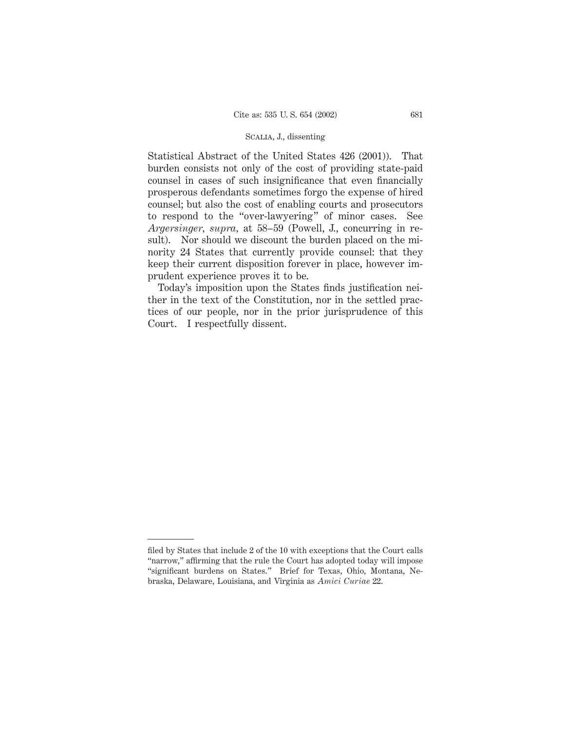Statistical Abstract of the United States 426 (2001)). That burden consists not only of the cost of providing state-paid counsel in cases of such insignificance that even financially prosperous defendants sometimes forgo the expense of hired counsel; but also the cost of enabling courts and prosecutors to respond to the "over-lawyering" of minor cases. See *Argersinger*, *supra*, at 58–59 (Powell, J., concurring in result). Nor should we discount the burden placed on the minority 24 States that currently provide counsel: that they keep their current disposition forever in place, however imprudent experience proves it to be.

Today's imposition upon the States finds justification neither in the text of the Constitution, nor in the settled practices of our people, nor in the prior jurisprudence of this Court. I respectfully dissent.

---

filed by States that include 2 of the 10 with exceptions that the Court calls "narrow," affirming that the rule the Court has adopted today will impose "significant burdens on States." Brief for Texas, Ohio, Montana, Nebraska, Delaware, Louisiana, and Virginia as *Amici Curiae* 22.